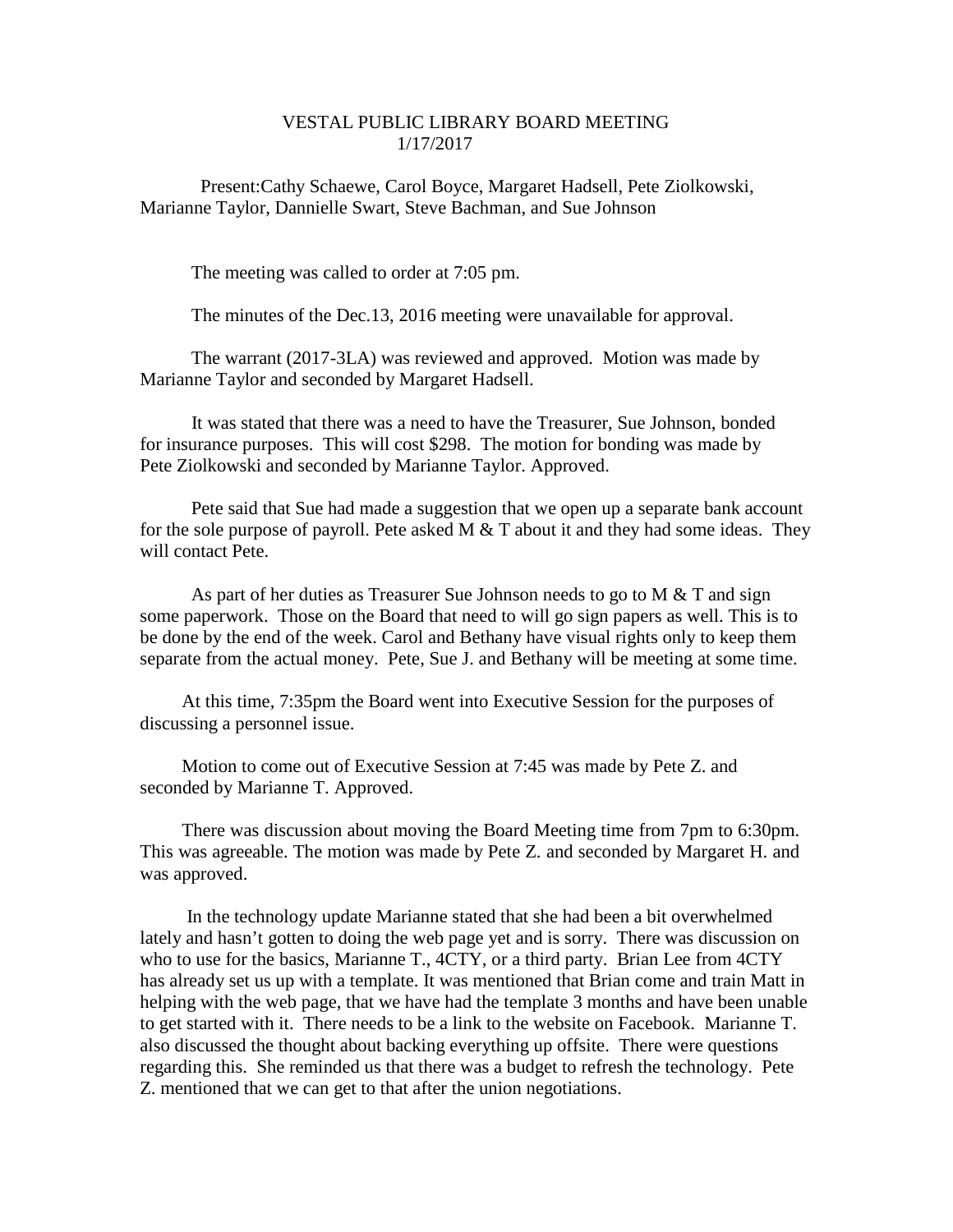# VESTAL PUBLIC LIBRARY BOARD MEETING
## 1/17/2017

Present:Cathy Schaewe, Carol Boyce, Margaret Hadsell, Pete Ziolkowski, Marianne Taylor, Dannielle Swart, Steve Bachman, and Sue Johnson

The meeting was called to order at 7:05 pm.

The minutes of the Dec.13, 2016 meeting were unavailable for approval.

The warrant (2017-3LA) was reviewed and approved. Motion was made by Marianne Taylor and seconded by Margaret Hadsell.

It was stated that there was a need to have the Treasurer, Sue Johnson, bonded for insurance purposes. This will cost $298. The motion for bonding was made by Pete Ziolkowski and seconded by Marianne Taylor. Approved.

Pete said that Sue had made a suggestion that we open up a separate bank account for the sole purpose of payroll. Pete asked M & T about it and they had some ideas. They will contact Pete.

As part of her duties as Treasurer Sue Johnson needs to go to M & T and sign some paperwork. Those on the Board that need to will go sign papers as well. This is to be done by the end of the week. Carol and Bethany have visual rights only to keep them separate from the actual money. Pete, Sue J. and Bethany will be meeting at some time.

At this time, 7:35pm the Board went into Executive Session for the purposes of discussing a personnel issue.

Motion to come out of Executive Session at 7:45 was made by Pete Z. and seconded by Marianne T. Approved.

There was discussion about moving the Board Meeting time from 7pm to 6:30pm. This was agreeable. The motion was made by Pete Z. and seconded by Margaret H. and was approved.

In the technology update Marianne stated that she had been a bit overwhelmed lately and hasn't gotten to doing the web page yet and is sorry. There was discussion on who to use for the basics, Marianne T., 4CTY, or a third party. Brian Lee from 4CTY has already set us up with a template. It was mentioned that Brian come and train Matt in helping with the web page, that we have had the template 3 months and have been unable to get started with it. There needs to be a link to the website on Facebook. Marianne T. also discussed the thought about backing everything up offsite. There were questions regarding this. She reminded us that there was a budget to refresh the technology. Pete Z. mentioned that we can get to that after the union negotiations.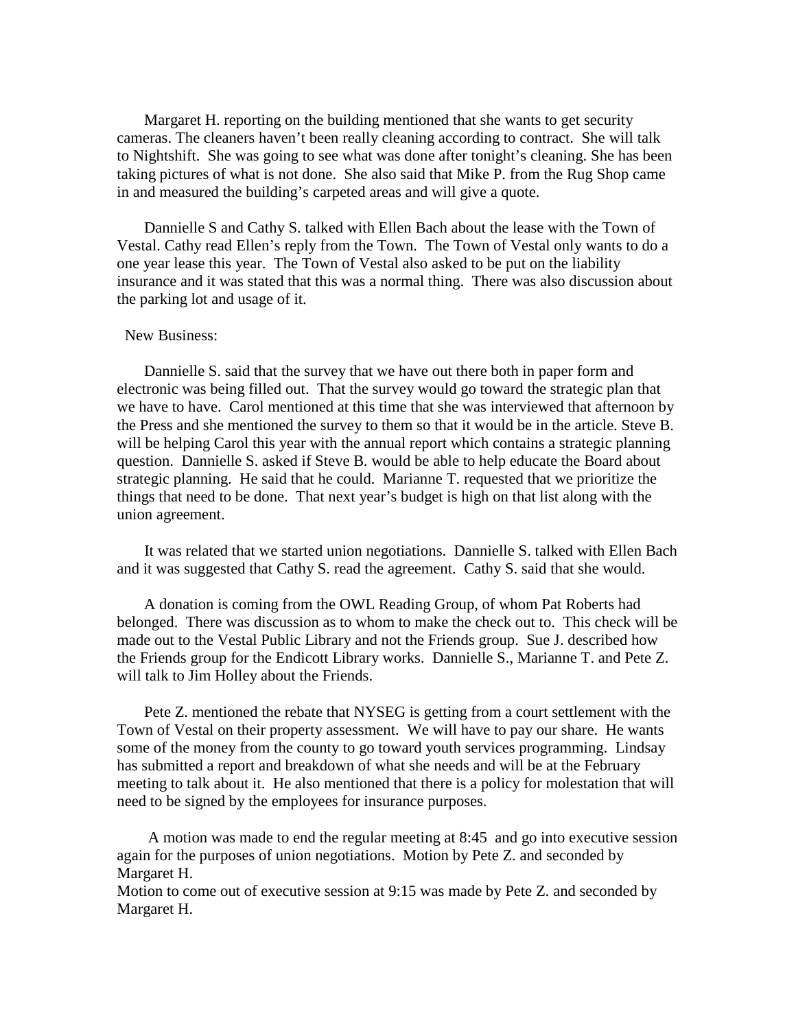Margaret H. reporting on the building mentioned that she wants to get security cameras. The cleaners haven't been really cleaning according to contract. She will talk to Nightshift. She was going to see what was done after tonight's cleaning. She has been taking pictures of what is not done. She also said that Mike P. from the Rug Shop came in and measured the building's carpeted areas and will give a quote.

Dannielle S and Cathy S. talked with Ellen Bach about the lease with the Town of Vestal. Cathy read Ellen's reply from the Town. The Town of Vestal only wants to do a one year lease this year. The Town of Vestal also asked to be put on the liability insurance and it was stated that this was a normal thing. There was also discussion about the parking lot and usage of it.

New Business:

Dannielle S. said that the survey that we have out there both in paper form and electronic was being filled out. That the survey would go toward the strategic plan that we have to have. Carol mentioned at this time that she was interviewed that afternoon by the Press and she mentioned the survey to them so that it would be in the article. Steve B. will be helping Carol this year with the annual report which contains a strategic planning question. Dannielle S. asked if Steve B. would be able to help educate the Board about strategic planning. He said that he could. Marianne T. requested that we prioritize the things that need to be done. That next year's budget is high on that list along with the union agreement.

It was related that we started union negotiations. Dannielle S. talked with Ellen Bach and it was suggested that Cathy S. read the agreement. Cathy S. said that she would.

A donation is coming from the OWL Reading Group, of whom Pat Roberts had belonged. There was discussion as to whom to make the check out to. This check will be made out to the Vestal Public Library and not the Friends group. Sue J. described how the Friends group for the Endicott Library works. Dannielle S., Marianne T. and Pete Z. will talk to Jim Holley about the Friends.

Pete Z. mentioned the rebate that NYSEG is getting from a court settlement with the Town of Vestal on their property assessment. We will have to pay our share. He wants some of the money from the county to go toward youth services programming. Lindsay has submitted a report and breakdown of what she needs and will be at the February meeting to talk about it. He also mentioned that there is a policy for molestation that will need to be signed by the employees for insurance purposes.

A motion was made to end the regular meeting at 8:45 and go into executive session again for the purposes of union negotiations. Motion by Pete Z. and seconded by Margaret H.

Motion to come out of executive session at 9:15 was made by Pete Z. and seconded by Margaret H.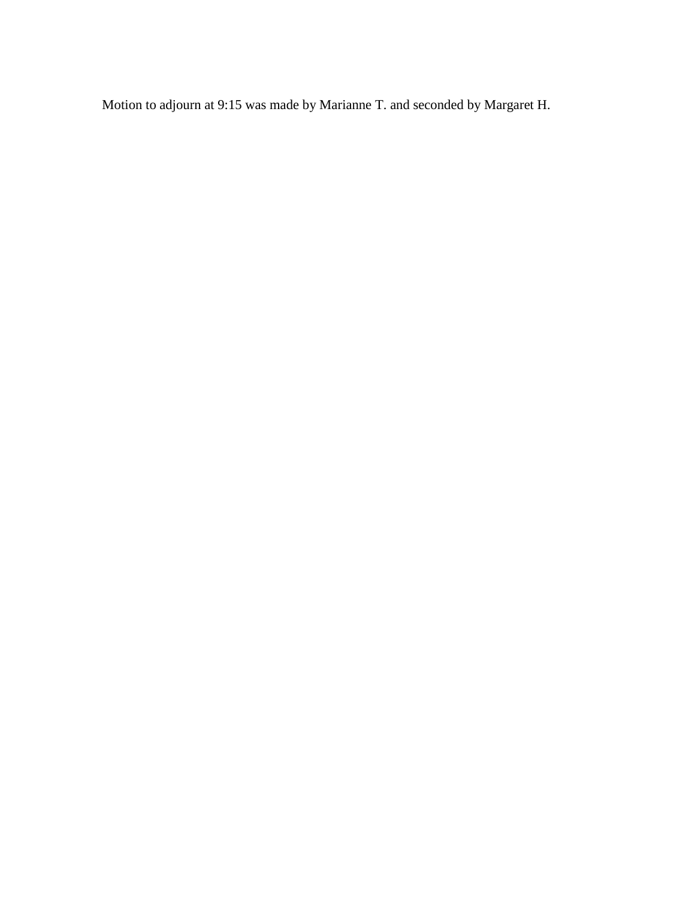Motion to adjourn at 9:15 was made by Marianne T. and seconded by Margaret H.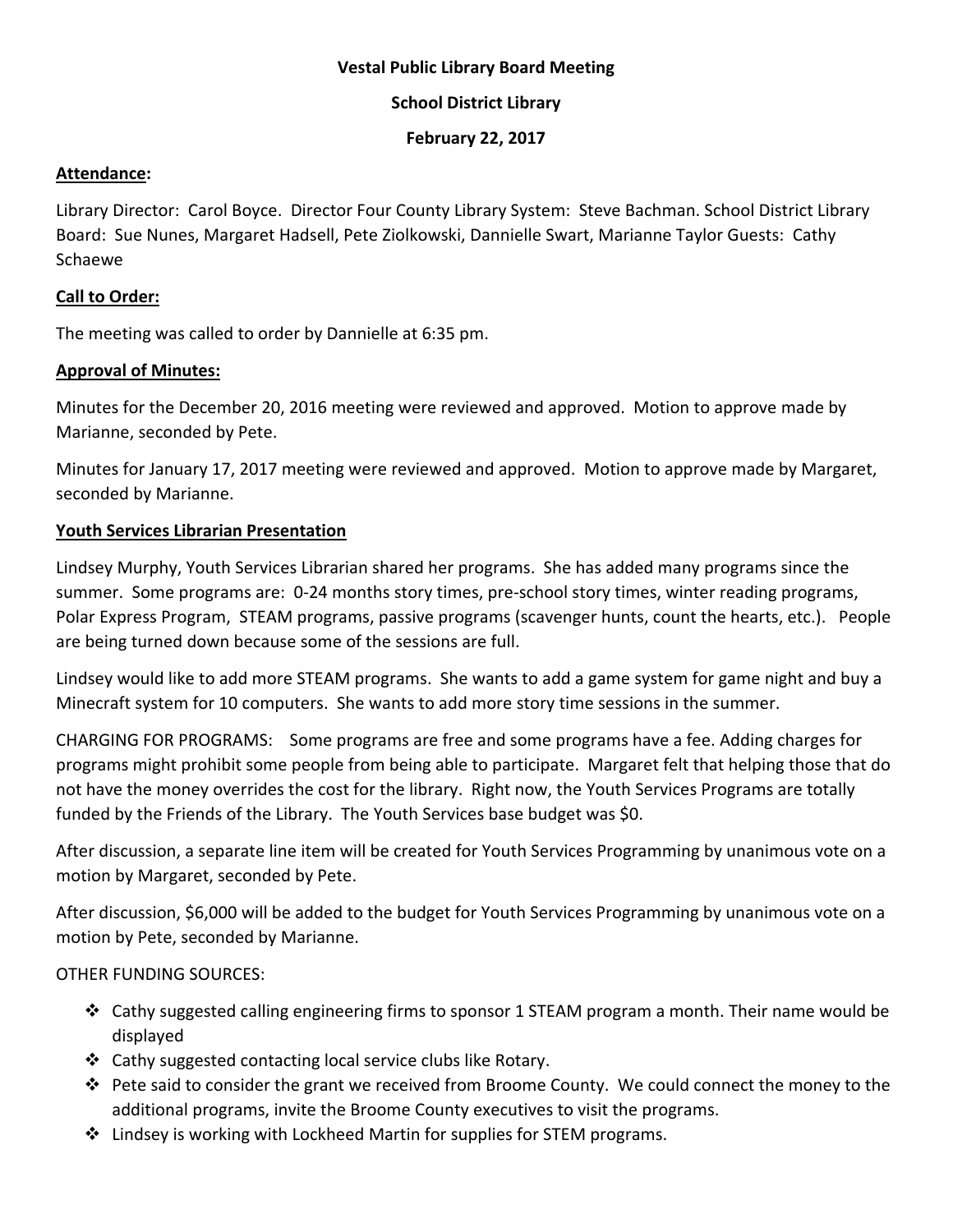**Vestal Public Library Board Meeting**

**School District Library**

**February 22, 2017**

**Attendance:**

Library Director: Carol Boyce. Director Four County Library System: Steve Bachman. School District Library Board: Sue Nunes, Margaret Hadsell, Pete Ziolkowski, Dannielle Swart, Marianne Taylor Guests: Cathy Schaewe

**Call to Order:**

The meeting was called to order by Dannielle at 6:35 pm.

**Approval of Minutes:**

Minutes for the December 20, 2016 meeting were reviewed and approved. Motion to approve made by Marianne, seconded by Pete.

Minutes for January 17, 2017 meeting were reviewed and approved. Motion to approve made by Margaret, seconded by Marianne.

**Youth Services Librarian Presentation**

Lindsey Murphy, Youth Services Librarian shared her programs. She has added many programs since the summer. Some programs are: 0-24 months story times, pre-school story times, winter reading programs, Polar Express Program, STEAM programs, passive programs (scavenger hunts, count the hearts, etc.). People are being turned down because some of the sessions are full.

Lindsey would like to add more STEAM programs. She wants to add a game system for game night and buy a Minecraft system for 10 computers. She wants to add more story time sessions in the summer.

CHARGING FOR PROGRAMS: Some programs are free and some programs have a fee. Adding charges for programs might prohibit some people from being able to participate. Margaret felt that helping those that do not have the money overrides the cost for the library. Right now, the Youth Services Programs are totally funded by the Friends of the Library. The Youth Services base budget was $0.

After discussion, a separate line item will be created for Youth Services Programming by unanimous vote on a motion by Margaret, seconded by Pete.

After discussion, $6,000 will be added to the budget for Youth Services Programming by unanimous vote on a motion by Pete, seconded by Marianne.

OTHER FUNDING SOURCES:

- Cathy suggested calling engineering firms to sponsor 1 STEAM program a month. Their name would be displayed
- Cathy suggested contacting local service clubs like Rotary.
- Pete said to consider the grant we received from Broome County. We could connect the money to the additional programs, invite the Broome County executives to visit the programs.
- Lindsey is working with Lockheed Martin for supplies for STEM programs.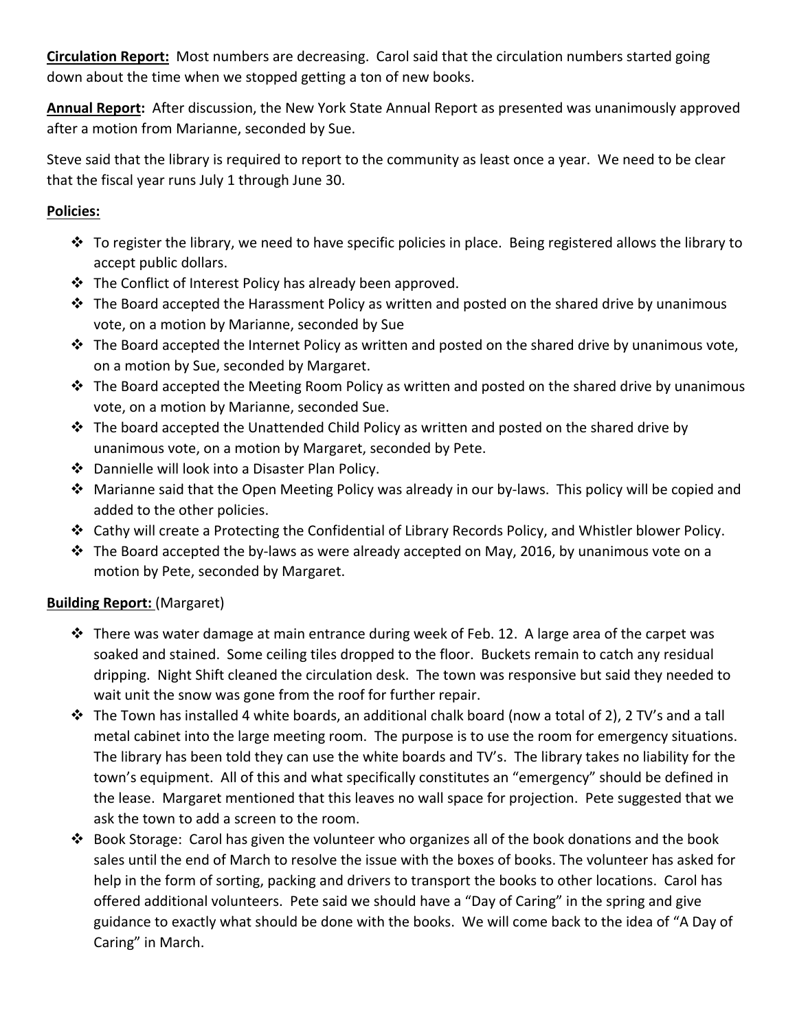**Circulation Report:** Most numbers are decreasing. Carol said that the circulation numbers started going down about the time when we stopped getting a ton of new books.

**Annual Report:** After discussion, the New York State Annual Report as presented was unanimously approved after a motion from Marianne, seconded by Sue.

Steve said that the library is required to report to the community as least once a year. We need to be clear that the fiscal year runs July 1 through June 30.

**Policies:**

- To register the library, we need to have specific policies in place. Being registered allows the library to accept public dollars.
- The Conflict of Interest Policy has already been approved.
- The Board accepted the Harassment Policy as written and posted on the shared drive by unanimous vote, on a motion by Marianne, seconded by Sue
- The Board accepted the Internet Policy as written and posted on the shared drive by unanimous vote, on a motion by Sue, seconded by Margaret.
- The Board accepted the Meeting Room Policy as written and posted on the shared drive by unanimous vote, on a motion by Marianne, seconded Sue.
- The board accepted the Unattended Child Policy as written and posted on the shared drive by unanimous vote, on a motion by Margaret, seconded by Pete.
- Dannielle will look into a Disaster Plan Policy.
- Marianne said that the Open Meeting Policy was already in our by-laws. This policy will be copied and added to the other policies.
- Cathy will create a Protecting the Confidential of Library Records Policy, and Whistler blower Policy.
- The Board accepted the by-laws as were already accepted on May, 2016, by unanimous vote on a motion by Pete, seconded by Margaret.

**Building Report:** (Margaret)

- There was water damage at main entrance during week of Feb. 12. A large area of the carpet was soaked and stained. Some ceiling tiles dropped to the floor. Buckets remain to catch any residual dripping. Night Shift cleaned the circulation desk. The town was responsive but said they needed to wait unit the snow was gone from the roof for further repair.
- The Town has installed 4 white boards, an additional chalk board (now a total of 2), 2 TV's and a tall metal cabinet into the large meeting room. The purpose is to use the room for emergency situations. The library has been told they can use the white boards and TV's. The library takes no liability for the town's equipment. All of this and what specifically constitutes an "emergency" should be defined in the lease. Margaret mentioned that this leaves no wall space for projection. Pete suggested that we ask the town to add a screen to the room.
- Book Storage: Carol has given the volunteer who organizes all of the book donations and the book sales until the end of March to resolve the issue with the boxes of books. The volunteer has asked for help in the form of sorting, packing and drivers to transport the books to other locations. Carol has offered additional volunteers. Pete said we should have a "Day of Caring" in the spring and give guidance to exactly what should be done with the books. We will come back to the idea of "A Day of Caring" in March.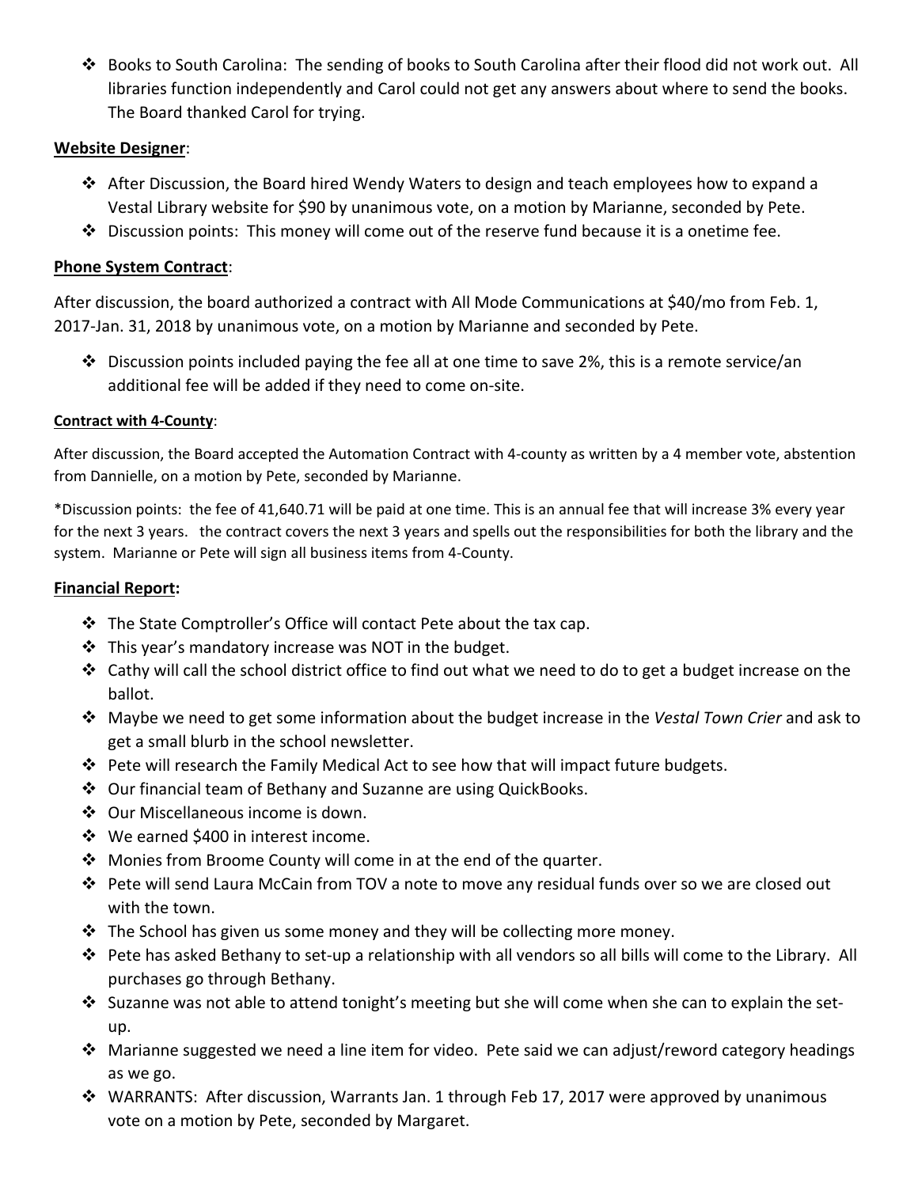- Books to South Carolina: The sending of books to South Carolina after their flood did not work out. All libraries function independently and Carol could not get any answers about where to send the books. The Board thanked Carol for trying.

**Website Designer**:

- After Discussion, the Board hired Wendy Waters to design and teach employees how to expand a Vestal Library website for $90 by unanimous vote, on a motion by Marianne, seconded by Pete.
- Discussion points: This money will come out of the reserve fund because it is a onetime fee.

**Phone System Contract**:

After discussion, the board authorized a contract with All Mode Communications at $40/mo from Feb. 1, 2017-Jan. 31, 2018 by unanimous vote, on a motion by Marianne and seconded by Pete.

- Discussion points included paying the fee all at one time to save 2%, this is a remote service/an additional fee will be added if they need to come on-site.

**Contract with 4-County**:

After discussion, the Board accepted the Automation Contract with 4-county as written by a 4 member vote, abstention from Dannielle, on a motion by Pete, seconded by Marianne.

*Discussion points: the fee of 41,640.71 will be paid at one time. This is an annual fee that will increase 3% every year for the next 3 years. the contract covers the next 3 years and spells out the responsibilities for both the library and the system. Marianne or Pete will sign all business items from 4-County.

**Financial Report:**

- The State Comptroller's Office will contact Pete about the tax cap.
- This year's mandatory increase was NOT in the budget.
- Cathy will call the school district office to find out what we need to do to get a budget increase on the ballot.
- Maybe we need to get some information about the budget increase in the *Vestal Town Crier* and ask to get a small blurb in the school newsletter.
- Pete will research the Family Medical Act to see how that will impact future budgets.
- Our financial team of Bethany and Suzanne are using QuickBooks.
- Our Miscellaneous income is down.
- We earned $400 in interest income.
- Monies from Broome County will come in at the end of the quarter.
- Pete will send Laura McCain from TOV a note to move any residual funds over so we are closed out with the town.
- The School has given us some money and they will be collecting more money.
- Pete has asked Bethany to set-up a relationship with all vendors so all bills will come to the Library. All purchases go through Bethany.
- Suzanne was not able to attend tonight's meeting but she will come when she can to explain the set-up.
- Marianne suggested we need a line item for video. Pete said we can adjust/reword category headings as we go.
- WARRANTS: After discussion, Warrants Jan. 1 through Feb 17, 2017 were approved by unanimous vote on a motion by Pete, seconded by Margaret.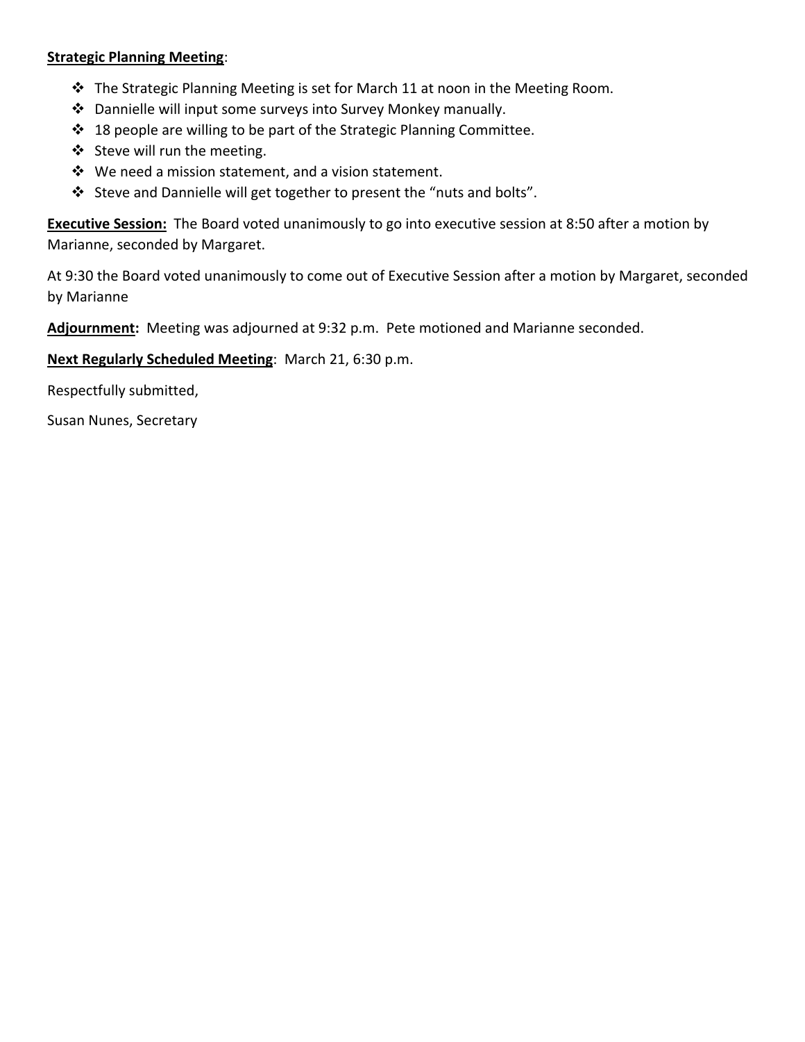**Strategic Planning Meeting**:

- The Strategic Planning Meeting is set for March 11 at noon in the Meeting Room.
- Dannielle will input some surveys into Survey Monkey manually.
- 18 people are willing to be part of the Strategic Planning Committee.
- Steve will run the meeting.
- We need a mission statement, and a vision statement.
- Steve and Dannielle will get together to present the "nuts and bolts".

**Executive Session:** The Board voted unanimously to go into executive session at 8:50 after a motion by Marianne, seconded by Margaret.

At 9:30 the Board voted unanimously to come out of Executive Session after a motion by Margaret, seconded by Marianne

**Adjournment:** Meeting was adjourned at 9:32 p.m. Pete motioned and Marianne seconded.

**Next Regularly Scheduled Meeting**: March 21, 6:30 p.m.

Respectfully submitted,

Susan Nunes, Secretary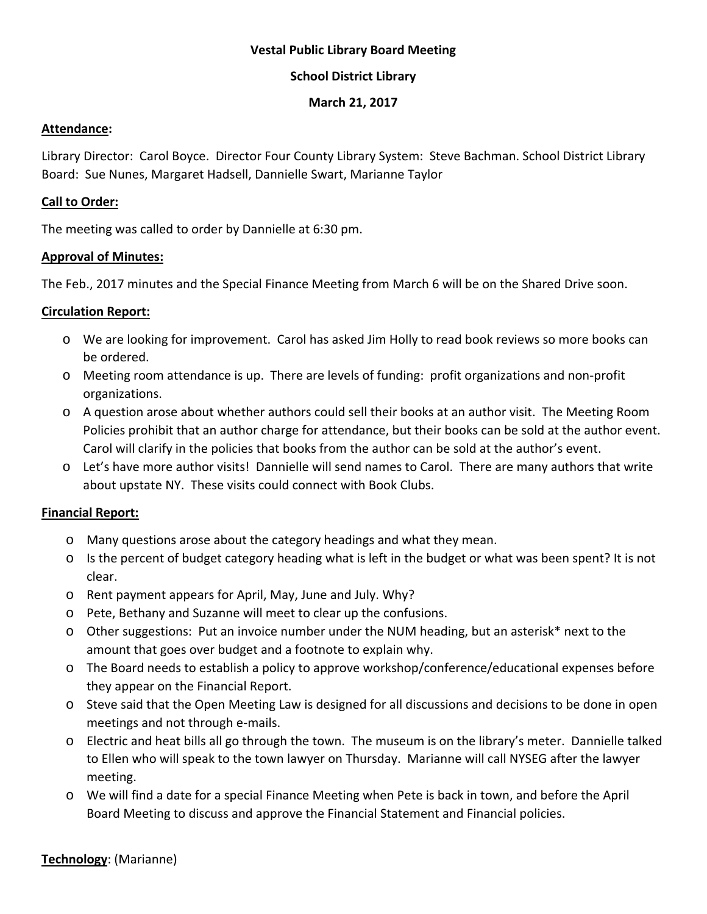**Vestal Public Library Board Meeting**

**School District Library**

**March 21, 2017**

**Attendance:**

Library Director: Carol Boyce. Director Four County Library System: Steve Bachman. School District Library Board: Sue Nunes, Margaret Hadsell, Dannielle Swart, Marianne Taylor

**Call to Order:**

The meeting was called to order by Dannielle at 6:30 pm.

**Approval of Minutes:**

The Feb., 2017 minutes and the Special Finance Meeting from March 6 will be on the Shared Drive soon.

**Circulation Report:**

- We are looking for improvement. Carol has asked Jim Holly to read book reviews so more books can be ordered.
- Meeting room attendance is up. There are levels of funding: profit organizations and non-profit organizations.
- A question arose about whether authors could sell their books at an author visit. The Meeting Room Policies prohibit that an author charge for attendance, but their books can be sold at the author event. Carol will clarify in the policies that books from the author can be sold at the author's event.
- Let's have more author visits! Dannielle will send names to Carol. There are many authors that write about upstate NY. These visits could connect with Book Clubs.

**Financial Report:**

- Many questions arose about the category headings and what they mean.
- Is the percent of budget category heading what is left in the budget or what was been spent? It is not clear.
- Rent payment appears for April, May, June and July. Why?
- Pete, Bethany and Suzanne will meet to clear up the confusions.
- Other suggestions: Put an invoice number under the NUM heading, but an asterisk* next to the amount that goes over budget and a footnote to explain why.
- The Board needs to establish a policy to approve workshop/conference/educational expenses before they appear on the Financial Report.
- Steve said that the Open Meeting Law is designed for all discussions and decisions to be done in open meetings and not through e-mails.
- Electric and heat bills all go through the town. The museum is on the library's meter. Dannielle talked to Ellen who will speak to the town lawyer on Thursday. Marianne will call NYSEG after the lawyer meeting.
- We will find a date for a special Finance Meeting when Pete is back in town, and before the April Board Meeting to discuss and approve the Financial Statement and Financial policies.

**Technology**: (Marianne)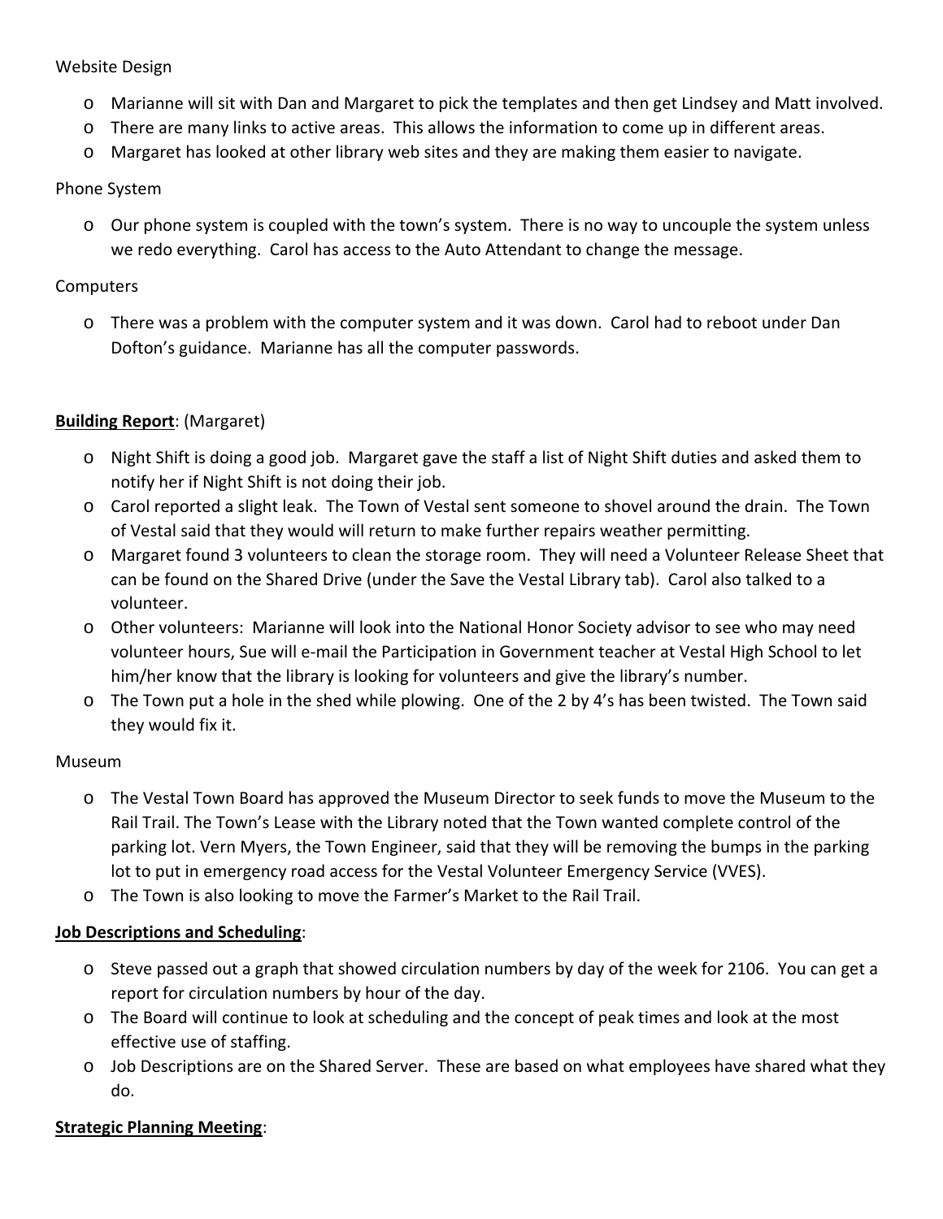Website Design

- Marianne will sit with Dan and Margaret to pick the templates and then get Lindsey and Matt involved.
- There are many links to active areas. This allows the information to come up in different areas.
- Margaret has looked at other library web sites and they are making them easier to navigate.

Phone System

- Our phone system is coupled with the town's system. There is no way to uncouple the system unless we redo everything. Carol has access to the Auto Attendant to change the message.

Computers

- There was a problem with the computer system and it was down. Carol had to reboot under Dan Dofton's guidance. Marianne has all the computer passwords.

**Building Report**: (Margaret)

- Night Shift is doing a good job. Margaret gave the staff a list of Night Shift duties and asked them to notify her if Night Shift is not doing their job.
- Carol reported a slight leak. The Town of Vestal sent someone to shovel around the drain. The Town of Vestal said that they would will return to make further repairs weather permitting.
- Margaret found 3 volunteers to clean the storage room. They will need a Volunteer Release Sheet that can be found on the Shared Drive (under the Save the Vestal Library tab). Carol also talked to a volunteer.
- Other volunteers: Marianne will look into the National Honor Society advisor to see who may need volunteer hours, Sue will e-mail the Participation in Government teacher at Vestal High School to let him/her know that the library is looking for volunteers and give the library's number.
- The Town put a hole in the shed while plowing. One of the 2 by 4's has been twisted. The Town said they would fix it.

Museum

- The Vestal Town Board has approved the Museum Director to seek funds to move the Museum to the Rail Trail. The Town's Lease with the Library noted that the Town wanted complete control of the parking lot. Vern Myers, the Town Engineer, said that they will be removing the bumps in the parking lot to put in emergency road access for the Vestal Volunteer Emergency Service (VVES).
- The Town is also looking to move the Farmer's Market to the Rail Trail.

**Job Descriptions and Scheduling**:

- Steve passed out a graph that showed circulation numbers by day of the week for 2106. You can get a report for circulation numbers by hour of the day.
- The Board will continue to look at scheduling and the concept of peak times and look at the most effective use of staffing.
- Job Descriptions are on the Shared Server. These are based on what employees have shared what they do.

**Strategic Planning Meeting**: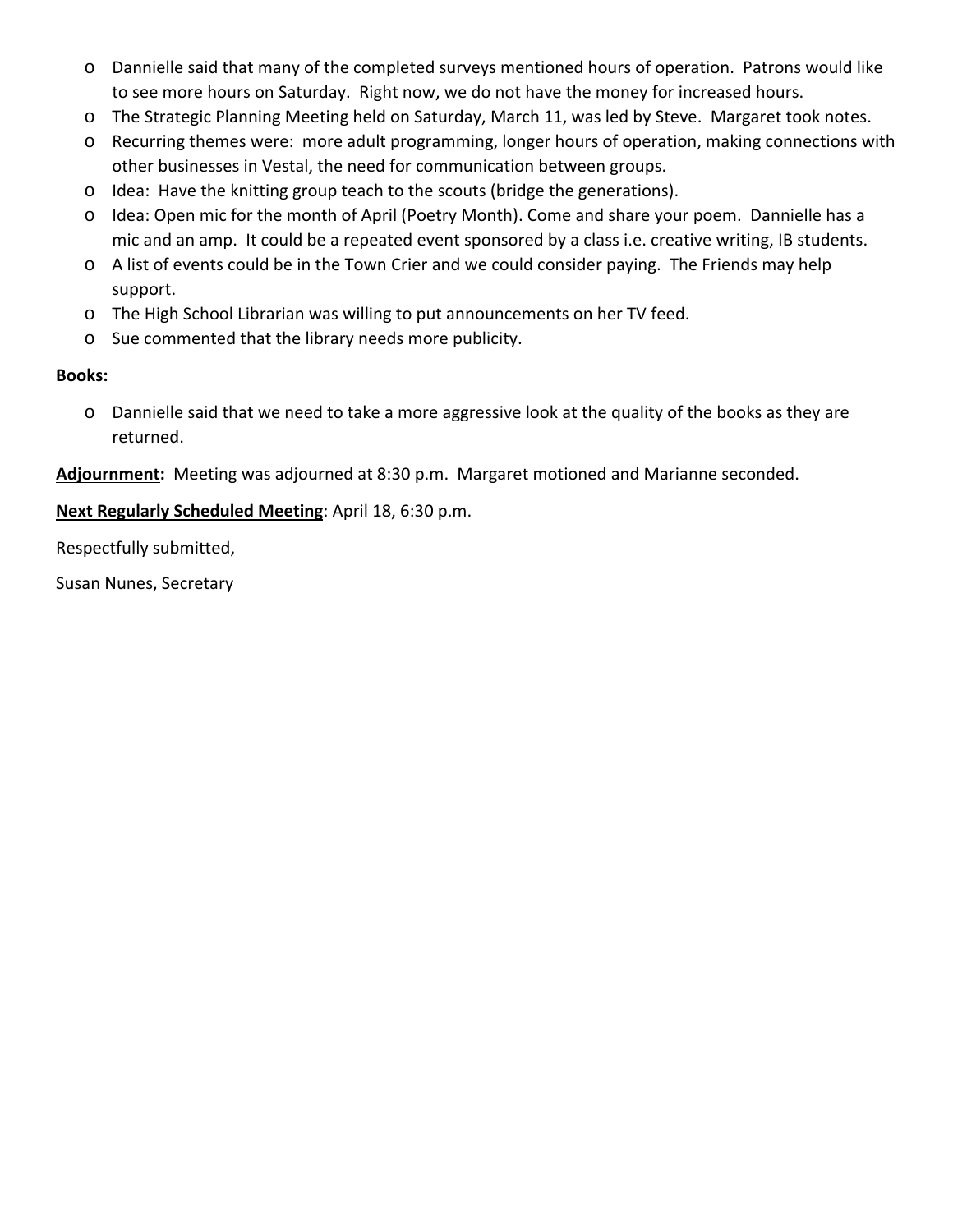- Dannielle said that many of the completed surveys mentioned hours of operation. Patrons would like to see more hours on Saturday. Right now, we do not have the money for increased hours.
- The Strategic Planning Meeting held on Saturday, March 11, was led by Steve. Margaret took notes.
- Recurring themes were: more adult programming, longer hours of operation, making connections with other businesses in Vestal, the need for communication between groups.
- Idea: Have the knitting group teach to the scouts (bridge the generations).
- Idea: Open mic for the month of April (Poetry Month). Come and share your poem. Dannielle has a mic and an amp. It could be a repeated event sponsored by a class i.e. creative writing, IB students.
- A list of events could be in the Town Crier and we could consider paying. The Friends may help support.
- The High School Librarian was willing to put announcements on her TV feed.
- Sue commented that the library needs more publicity.

**Books:**

- Dannielle said that we need to take a more aggressive look at the quality of the books as they are returned.

**Adjournment:** Meeting was adjourned at 8:30 p.m. Margaret motioned and Marianne seconded.

**Next Regularly Scheduled Meeting**: April 18, 6:30 p.m.

Respectfully submitted,

Susan Nunes, Secretary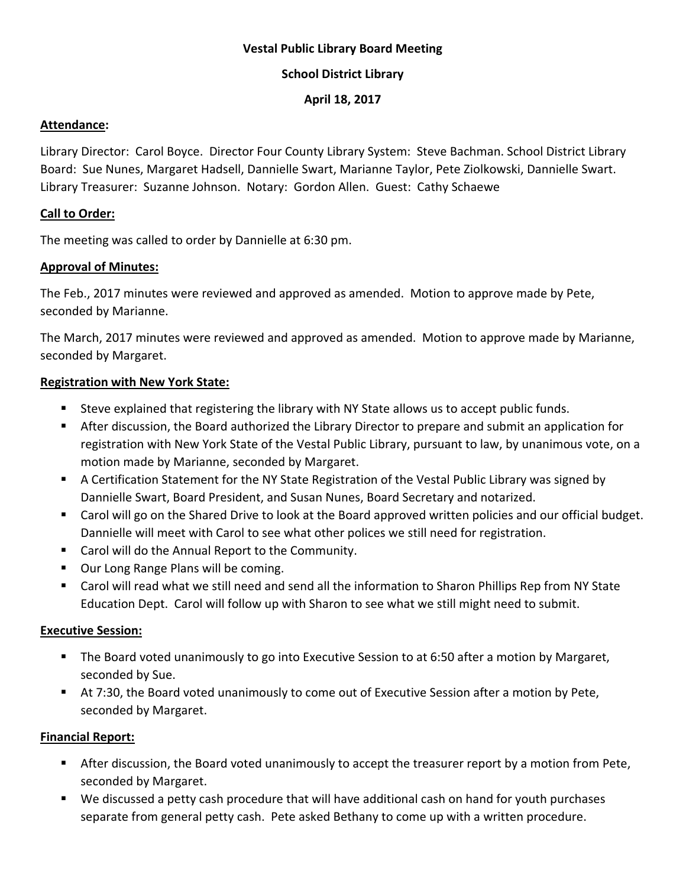**Vestal Public Library Board Meeting**

**School District Library**

**April 18, 2017**

**Attendance:**

Library Director: Carol Boyce. Director Four County Library System: Steve Bachman. School District Library Board: Sue Nunes, Margaret Hadsell, Dannielle Swart, Marianne Taylor, Pete Ziolkowski, Dannielle Swart. Library Treasurer: Suzanne Johnson. Notary: Gordon Allen. Guest: Cathy Schaewe

**Call to Order:**

The meeting was called to order by Dannielle at 6:30 pm.

**Approval of Minutes:**

The Feb., 2017 minutes were reviewed and approved as amended. Motion to approve made by Pete, seconded by Marianne.

The March, 2017 minutes were reviewed and approved as amended. Motion to approve made by Marianne, seconded by Margaret.

**Registration with New York State:**

- Steve explained that registering the library with NY State allows us to accept public funds.
- After discussion, the Board authorized the Library Director to prepare and submit an application for registration with New York State of the Vestal Public Library, pursuant to law, by unanimous vote, on a motion made by Marianne, seconded by Margaret.
- A Certification Statement for the NY State Registration of the Vestal Public Library was signed by Dannielle Swart, Board President, and Susan Nunes, Board Secretary and notarized.
- Carol will go on the Shared Drive to look at the Board approved written policies and our official budget. Dannielle will meet with Carol to see what other polices we still need for registration.
- Carol will do the Annual Report to the Community.
- Our Long Range Plans will be coming.
- Carol will read what we still need and send all the information to Sharon Phillips Rep from NY State Education Dept. Carol will follow up with Sharon to see what we still might need to submit.

**Executive Session:**

- The Board voted unanimously to go into Executive Session to at 6:50 after a motion by Margaret, seconded by Sue.
- At 7:30, the Board voted unanimously to come out of Executive Session after a motion by Pete, seconded by Margaret.

**Financial Report:**

- After discussion, the Board voted unanimously to accept the treasurer report by a motion from Pete, seconded by Margaret.
- We discussed a petty cash procedure that will have additional cash on hand for youth purchases separate from general petty cash. Pete asked Bethany to come up with a written procedure.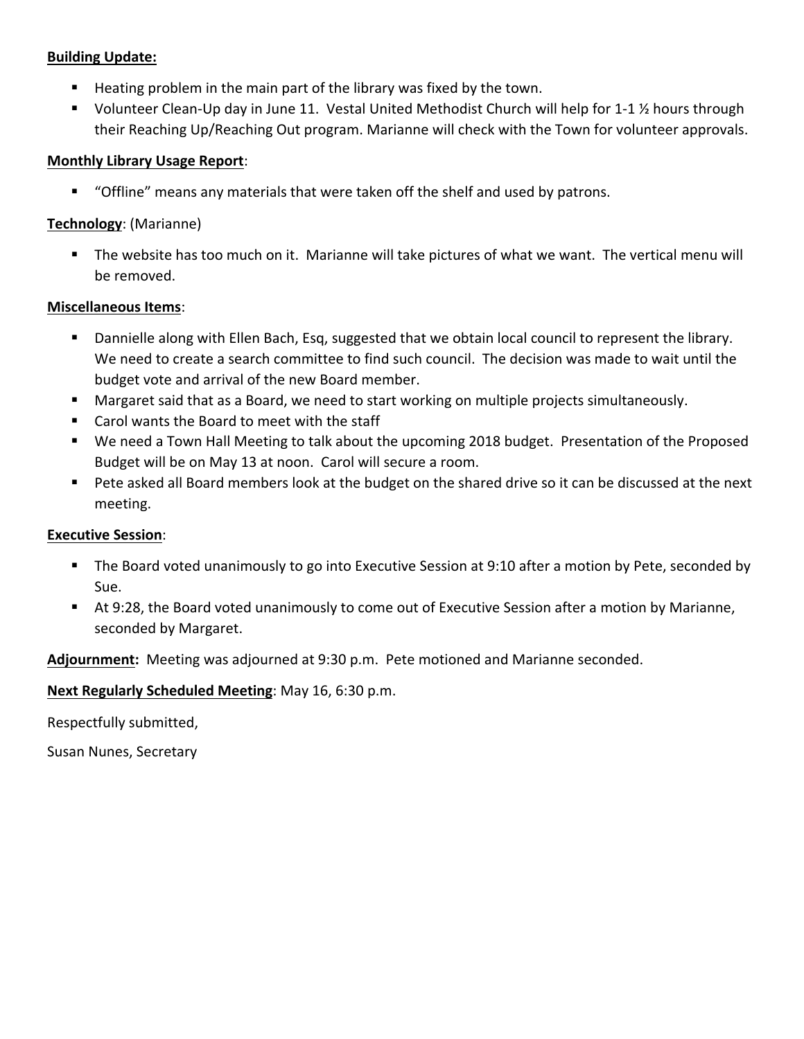**Building Update:**

- Heating problem in the main part of the library was fixed by the town.
- Volunteer Clean-Up day in June 11. Vestal United Methodist Church will help for 1-1 ½ hours through their Reaching Up/Reaching Out program. Marianne will check with the Town for volunteer approvals.

**Monthly Library Usage Report**:

- "Offline" means any materials that were taken off the shelf and used by patrons.

**Technology**: (Marianne)

- The website has too much on it. Marianne will take pictures of what we want. The vertical menu will be removed.

**Miscellaneous Items**:

- Dannielle along with Ellen Bach, Esq, suggested that we obtain local council to represent the library. We need to create a search committee to find such council. The decision was made to wait until the budget vote and arrival of the new Board member.
- Margaret said that as a Board, we need to start working on multiple projects simultaneously.
- Carol wants the Board to meet with the staff
- We need a Town Hall Meeting to talk about the upcoming 2018 budget. Presentation of the Proposed Budget will be on May 13 at noon. Carol will secure a room.
- Pete asked all Board members look at the budget on the shared drive so it can be discussed at the next meeting.

**Executive Session**:

- The Board voted unanimously to go into Executive Session at 9:10 after a motion by Pete, seconded by Sue.
- At 9:28, the Board voted unanimously to come out of Executive Session after a motion by Marianne, seconded by Margaret.

**Adjournment:** Meeting was adjourned at 9:30 p.m. Pete motioned and Marianne seconded.

**Next Regularly Scheduled Meeting**: May 16, 6:30 p.m.

Respectfully submitted,

Susan Nunes, Secretary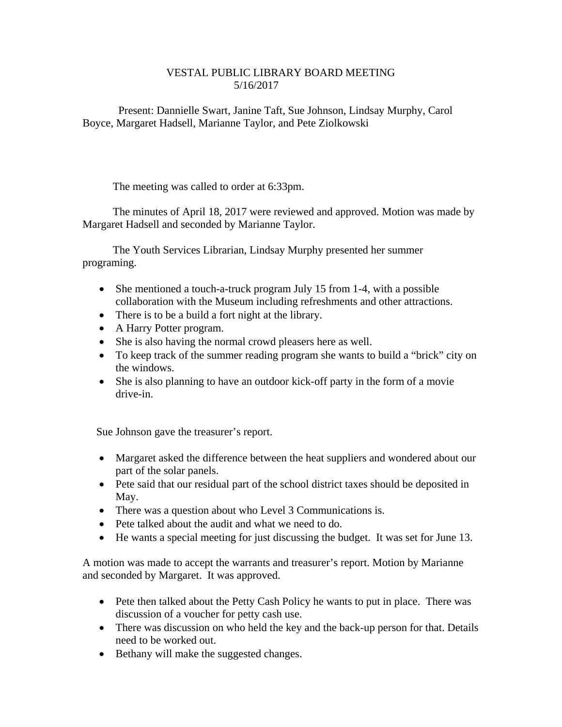# VESTAL PUBLIC LIBRARY BOARD MEETING
5/16/2017

Present: Dannielle Swart, Janine Taft, Sue Johnson, Lindsay Murphy, Carol Boyce, Margaret Hadsell, Marianne Taylor, and Pete Ziolkowski

The meeting was called to order at 6:33pm.

The minutes of April 18, 2017 were reviewed and approved. Motion was made by Margaret Hadsell and seconded by Marianne Taylor.

The Youth Services Librarian, Lindsay Murphy presented her summer programing.

- She mentioned a touch-a-truck program July 15 from 1-4, with a possible collaboration with the Museum including refreshments and other attractions.
- There is to be a build a fort night at the library.
- A Harry Potter program.
- She is also having the normal crowd pleasers here as well.
- To keep track of the summer reading program she wants to build a "brick" city on the windows.
- She is also planning to have an outdoor kick-off party in the form of a movie drive-in.

Sue Johnson gave the treasurer's report.

- Margaret asked the difference between the heat suppliers and wondered about our part of the solar panels.
- Pete said that our residual part of the school district taxes should be deposited in May.
- There was a question about who Level 3 Communications is.
- Pete talked about the audit and what we need to do.
- He wants a special meeting for just discussing the budget. It was set for June 13.

A motion was made to accept the warrants and treasurer's report. Motion by Marianne and seconded by Margaret. It was approved.

- Pete then talked about the Petty Cash Policy he wants to put in place. There was discussion of a voucher for petty cash use.
- There was discussion on who held the key and the back-up person for that. Details need to be worked out.
- Bethany will make the suggested changes.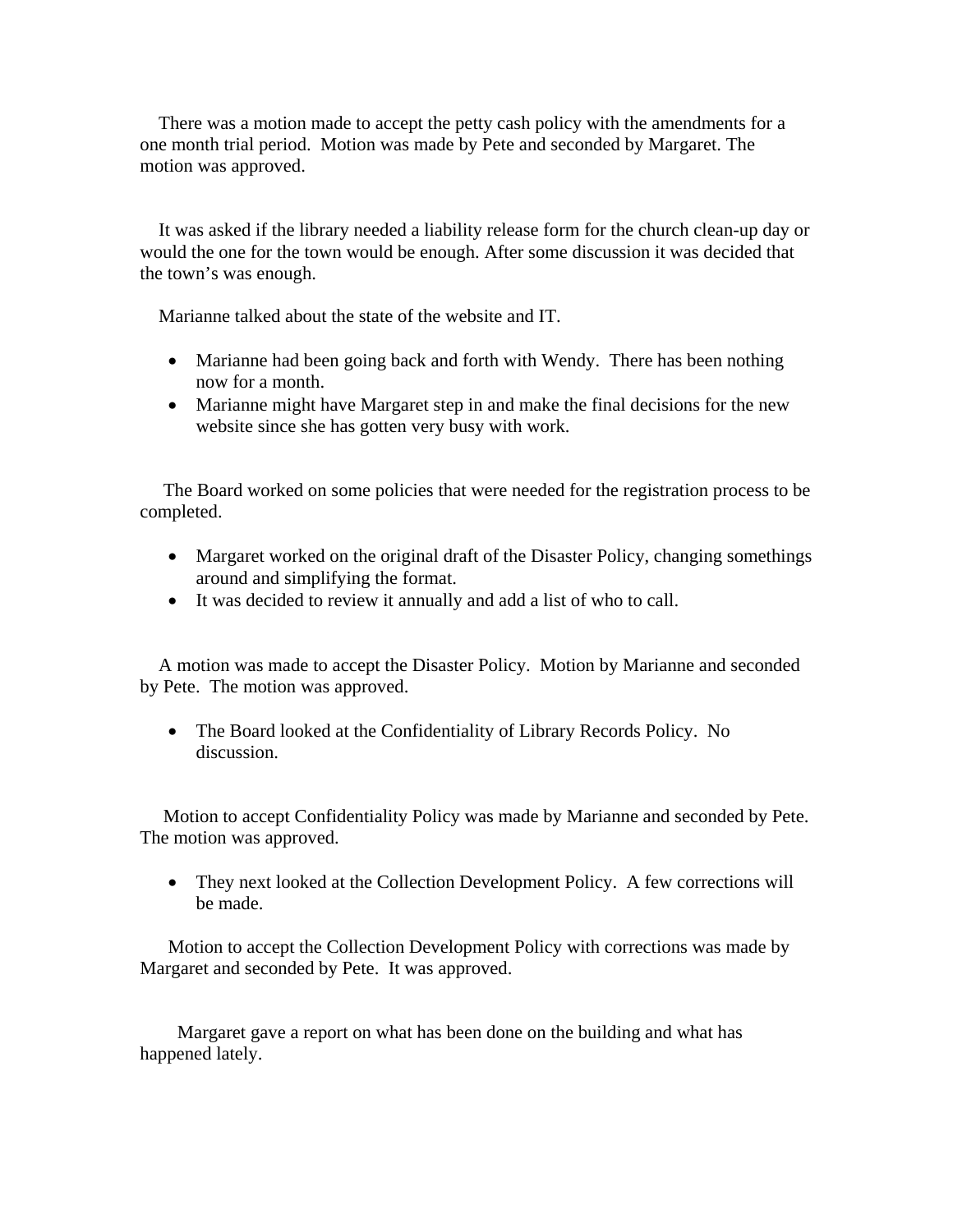There was a motion made to accept the petty cash policy with the amendments for a one month trial period. Motion was made by Pete and seconded by Margaret. The motion was approved.

It was asked if the library needed a liability release form for the church clean-up day or would the one for the town would be enough. After some discussion it was decided that the town's was enough.

Marianne talked about the state of the website and IT.

- Marianne had been going back and forth with Wendy. There has been nothing now for a month.
- Marianne might have Margaret step in and make the final decisions for the new website since she has gotten very busy with work.

The Board worked on some policies that were needed for the registration process to be completed.

- Margaret worked on the original draft of the Disaster Policy, changing somethings around and simplifying the format.
- It was decided to review it annually and add a list of who to call.

A motion was made to accept the Disaster Policy. Motion by Marianne and seconded by Pete. The motion was approved.

- The Board looked at the Confidentiality of Library Records Policy. No discussion.

Motion to accept Confidentiality Policy was made by Marianne and seconded by Pete. The motion was approved.

- They next looked at the Collection Development Policy. A few corrections will be made.

Motion to accept the Collection Development Policy with corrections was made by Margaret and seconded by Pete. It was approved.

Margaret gave a report on what has been done on the building and what has happened lately.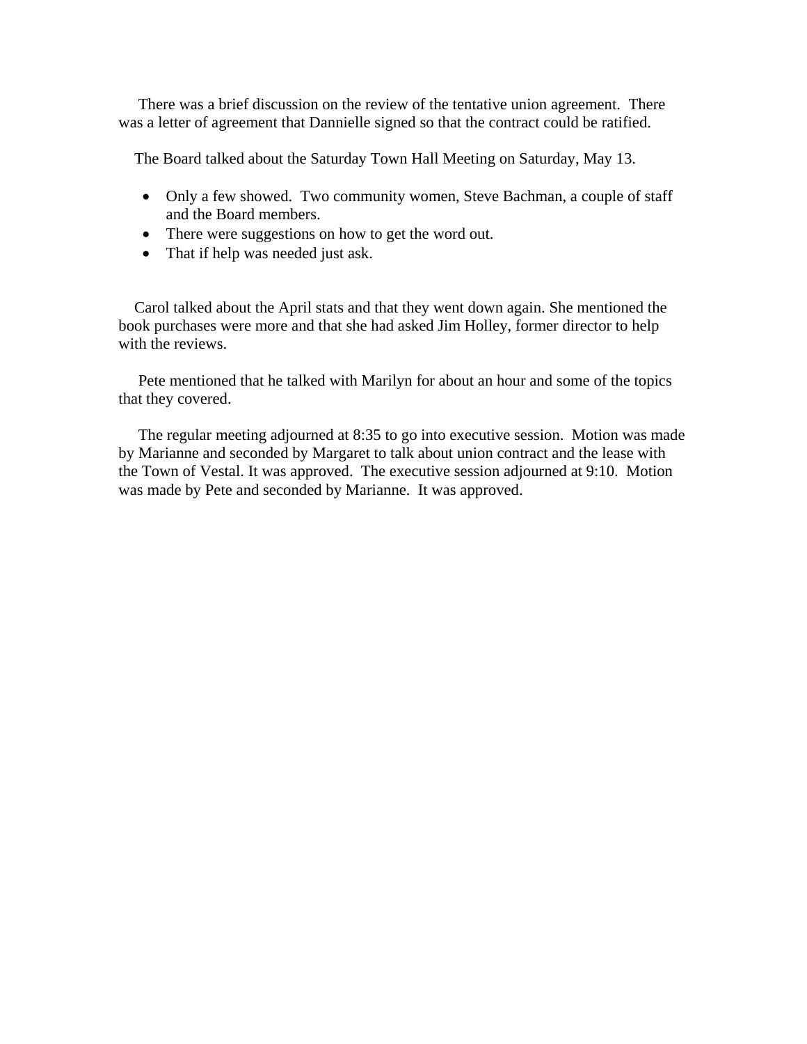There was a brief discussion on the review of the tentative union agreement. There was a letter of agreement that Dannielle signed so that the contract could be ratified.

The Board talked about the Saturday Town Hall Meeting on Saturday, May 13.

- Only a few showed. Two community women, Steve Bachman, a couple of staff and the Board members.
- There were suggestions on how to get the word out.
- That if help was needed just ask.

Carol talked about the April stats and that they went down again. She mentioned the book purchases were more and that she had asked Jim Holley, former director to help with the reviews.

Pete mentioned that he talked with Marilyn for about an hour and some of the topics that they covered.

The regular meeting adjourned at 8:35 to go into executive session. Motion was made by Marianne and seconded by Margaret to talk about union contract and the lease with the Town of Vestal. It was approved. The executive session adjourned at 9:10. Motion was made by Pete and seconded by Marianne. It was approved.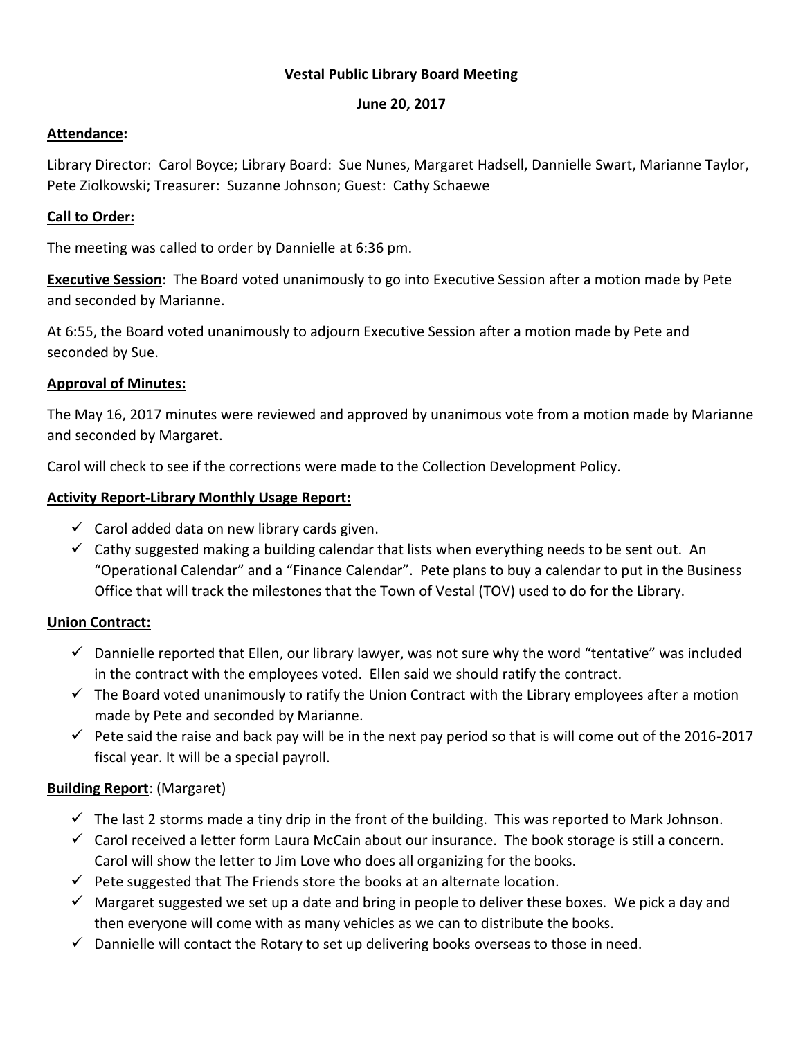**Vestal Public Library Board Meeting**

**June 20, 2017**

**Attendance:**

Library Director: Carol Boyce; Library Board: Sue Nunes, Margaret Hadsell, Dannielle Swart, Marianne Taylor, Pete Ziolkowski; Treasurer: Suzanne Johnson; Guest: Cathy Schaewe

**Call to Order:**

The meeting was called to order by Dannielle at 6:36 pm.

**Executive Session**: The Board voted unanimously to go into Executive Session after a motion made by Pete and seconded by Marianne.

At 6:55, the Board voted unanimously to adjourn Executive Session after a motion made by Pete and seconded by Sue.

**Approval of Minutes:**

The May 16, 2017 minutes were reviewed and approved by unanimous vote from a motion made by Marianne and seconded by Margaret.

Carol will check to see if the corrections were made to the Collection Development Policy.

**Activity Report-Library Monthly Usage Report:**

- ✓ Carol added data on new library cards given.
- ✓ Cathy suggested making a building calendar that lists when everything needs to be sent out. An "Operational Calendar" and a "Finance Calendar". Pete plans to buy a calendar to put in the Business Office that will track the milestones that the Town of Vestal (TOV) used to do for the Library.

**Union Contract:**

- ✓ Dannielle reported that Ellen, our library lawyer, was not sure why the word "tentative" was included in the contract with the employees voted. Ellen said we should ratify the contract.
- ✓ The Board voted unanimously to ratify the Union Contract with the Library employees after a motion made by Pete and seconded by Marianne.
- ✓ Pete said the raise and back pay will be in the next pay period so that is will come out of the 2016-2017 fiscal year. It will be a special payroll.

**Building Report**: (Margaret)

- ✓ The last 2 storms made a tiny drip in the front of the building. This was reported to Mark Johnson.
- ✓ Carol received a letter form Laura McCain about our insurance. The book storage is still a concern. Carol will show the letter to Jim Love who does all organizing for the books.
- ✓ Pete suggested that The Friends store the books at an alternate location.
- ✓ Margaret suggested we set up a date and bring in people to deliver these boxes. We pick a day and then everyone will come with as many vehicles as we can to distribute the books.
- ✓ Dannielle will contact the Rotary to set up delivering books overseas to those in need.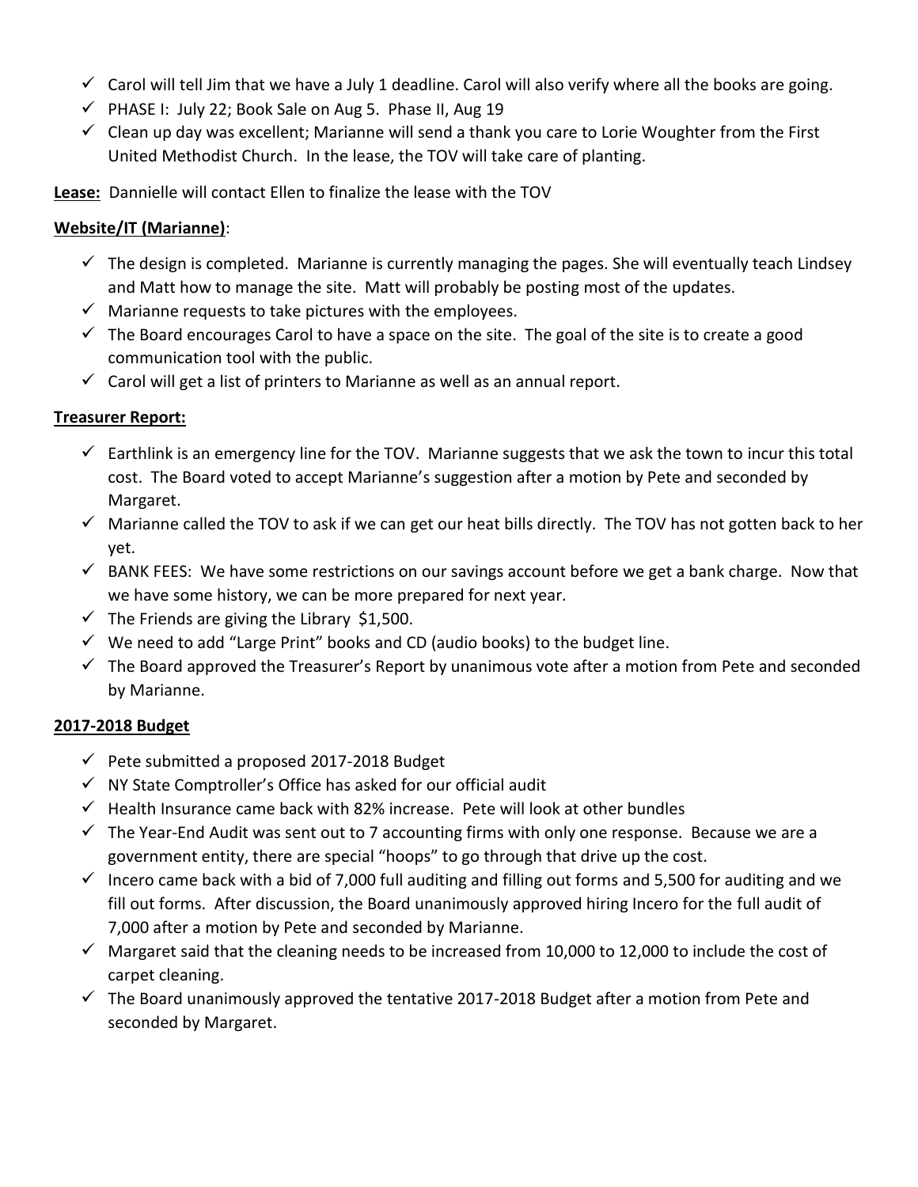- ✓ Carol will tell Jim that we have a July 1 deadline. Carol will also verify where all the books are going.
- ✓ PHASE I: July 22; Book Sale on Aug 5. Phase II, Aug 19
- ✓ Clean up day was excellent; Marianne will send a thank you care to Lorie Woughter from the First United Methodist Church. In the lease, the TOV will take care of planting.

**Lease:** Dannielle will contact Ellen to finalize the lease with the TOV

**Website/IT (Marianne)**:

- ✓ The design is completed. Marianne is currently managing the pages. She will eventually teach Lindsey and Matt how to manage the site. Matt will probably be posting most of the updates.
- ✓ Marianne requests to take pictures with the employees.
- ✓ The Board encourages Carol to have a space on the site. The goal of the site is to create a good communication tool with the public.
- ✓ Carol will get a list of printers to Marianne as well as an annual report.

**Treasurer Report:**

- ✓ Earthlink is an emergency line for the TOV. Marianne suggests that we ask the town to incur this total cost. The Board voted to accept Marianne's suggestion after a motion by Pete and seconded by Margaret.
- ✓ Marianne called the TOV to ask if we can get our heat bills directly. The TOV has not gotten back to her yet.
- ✓ BANK FEES: We have some restrictions on our savings account before we get a bank charge. Now that we have some history, we can be more prepared for next year.
- ✓ The Friends are giving the Library $1,500.
- ✓ We need to add "Large Print" books and CD (audio books) to the budget line.
- ✓ The Board approved the Treasurer's Report by unanimous vote after a motion from Pete and seconded by Marianne.

**2017-2018 Budget**

- ✓ Pete submitted a proposed 2017-2018 Budget
- ✓ NY State Comptroller's Office has asked for our official audit
- ✓ Health Insurance came back with 82% increase. Pete will look at other bundles
- ✓ The Year-End Audit was sent out to 7 accounting firms with only one response. Because we are a government entity, there are special "hoops" to go through that drive up the cost.
- ✓ Incero came back with a bid of 7,000 full auditing and filling out forms and 5,500 for auditing and we fill out forms. After discussion, the Board unanimously approved hiring Incero for the full audit of 7,000 after a motion by Pete and seconded by Marianne.
- ✓ Margaret said that the cleaning needs to be increased from 10,000 to 12,000 to include the cost of carpet cleaning.
- ✓ The Board unanimously approved the tentative 2017-2018 Budget after a motion from Pete and seconded by Margaret.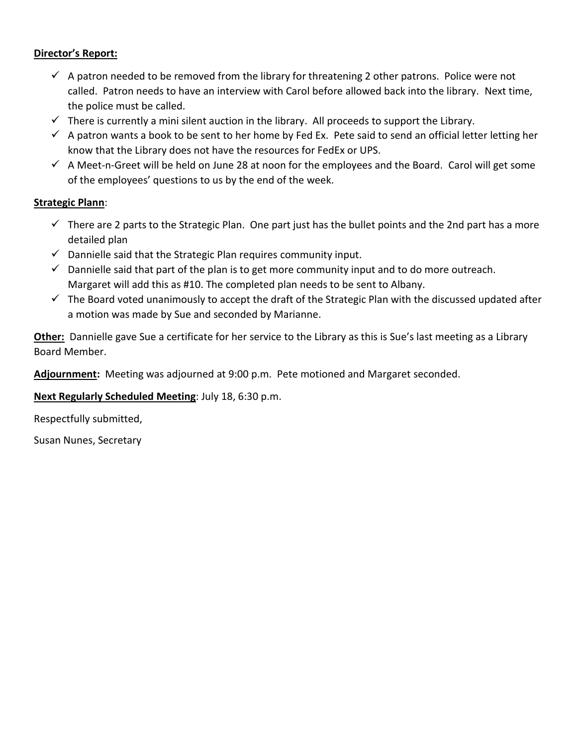**Director's Report:**

- ✓ A patron needed to be removed from the library for threatening 2 other patrons. Police were not called. Patron needs to have an interview with Carol before allowed back into the library. Next time, the police must be called.
- ✓ There is currently a mini silent auction in the library. All proceeds to support the Library.
- ✓ A patron wants a book to be sent to her home by Fed Ex. Pete said to send an official letter letting her know that the Library does not have the resources for FedEx or UPS.
- ✓ A Meet-n-Greet will be held on June 28 at noon for the employees and the Board. Carol will get some of the employees' questions to us by the end of the week.

**Strategic Plann**:

- ✓ There are 2 parts to the Strategic Plan. One part just has the bullet points and the 2nd part has a more detailed plan
- ✓ Dannielle said that the Strategic Plan requires community input.
- ✓ Dannielle said that part of the plan is to get more community input and to do more outreach. Margaret will add this as #10. The completed plan needs to be sent to Albany.
- ✓ The Board voted unanimously to accept the draft of the Strategic Plan with the discussed updated after a motion was made by Sue and seconded by Marianne.

**Other:** Dannielle gave Sue a certificate for her service to the Library as this is Sue's last meeting as a Library Board Member.

**Adjournment:** Meeting was adjourned at 9:00 p.m. Pete motioned and Margaret seconded.

**Next Regularly Scheduled Meeting**: July 18, 6:30 p.m.

Respectfully submitted,

Susan Nunes, Secretary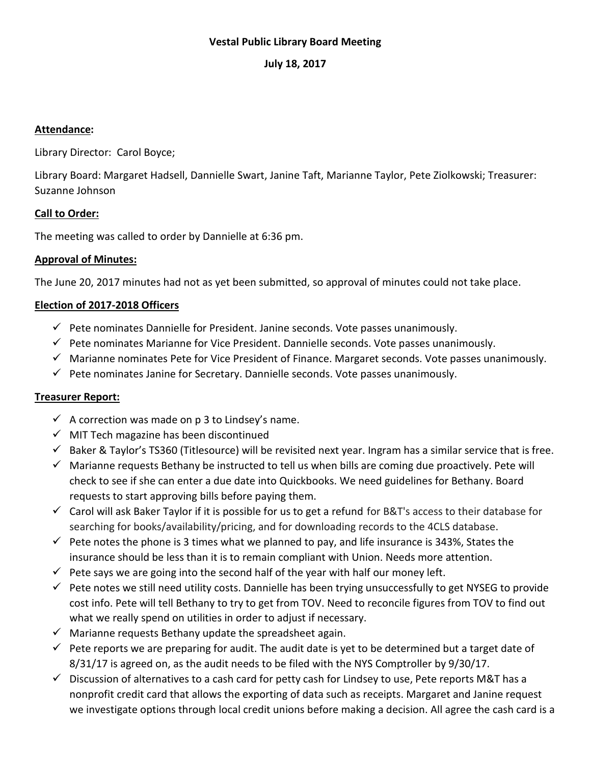**Vestal Public Library Board Meeting**

**July 18, 2017**

**Attendance:**

Library Director: Carol Boyce;

Library Board: Margaret Hadsell, Dannielle Swart, Janine Taft, Marianne Taylor, Pete Ziolkowski; Treasurer: Suzanne Johnson

**Call to Order:**

The meeting was called to order by Dannielle at 6:36 pm.

**Approval of Minutes:**

The June 20, 2017 minutes had not as yet been submitted, so approval of minutes could not take place.

**Election of 2017-2018 Officers**

- ✓ Pete nominates Dannielle for President. Janine seconds. Vote passes unanimously.
- ✓ Pete nominates Marianne for Vice President. Dannielle seconds. Vote passes unanimously.
- ✓ Marianne nominates Pete for Vice President of Finance. Margaret seconds. Vote passes unanimously.
- ✓ Pete nominates Janine for Secretary. Dannielle seconds. Vote passes unanimously.

**Treasurer Report:**

- ✓ A correction was made on p 3 to Lindsey's name.
- ✓ MIT Tech magazine has been discontinued
- ✓ Baker & Taylor's TS360 (Titlesource) will be revisited next year. Ingram has a similar service that is free.
- ✓ Marianne requests Bethany be instructed to tell us when bills are coming due proactively. Pete will check to see if she can enter a due date into Quickbooks. We need guidelines for Bethany. Board requests to start approving bills before paying them.
- ✓ Carol will ask Baker Taylor if it is possible for us to get a refund for B&T's access to their database for searching for books/availability/pricing, and for downloading records to the 4CLS database.
- ✓ Pete notes the phone is 3 times what we planned to pay, and life insurance is 343%, States the insurance should be less than it is to remain compliant with Union. Needs more attention.
- ✓ Pete says we are going into the second half of the year with half our money left.
- ✓ Pete notes we still need utility costs. Dannielle has been trying unsuccessfully to get NYSEG to provide cost info. Pete will tell Bethany to try to get from TOV. Need to reconcile figures from TOV to find out what we really spend on utilities in order to adjust if necessary.
- ✓ Marianne requests Bethany update the spreadsheet again.
- ✓ Pete reports we are preparing for audit. The audit date is yet to be determined but a target date of 8/31/17 is agreed on, as the audit needs to be filed with the NYS Comptroller by 9/30/17.
- ✓ Discussion of alternatives to a cash card for petty cash for Lindsey to use, Pete reports M&T has a nonprofit credit card that allows the exporting of data such as receipts. Margaret and Janine request we investigate options through local credit unions before making a decision. All agree the cash card is a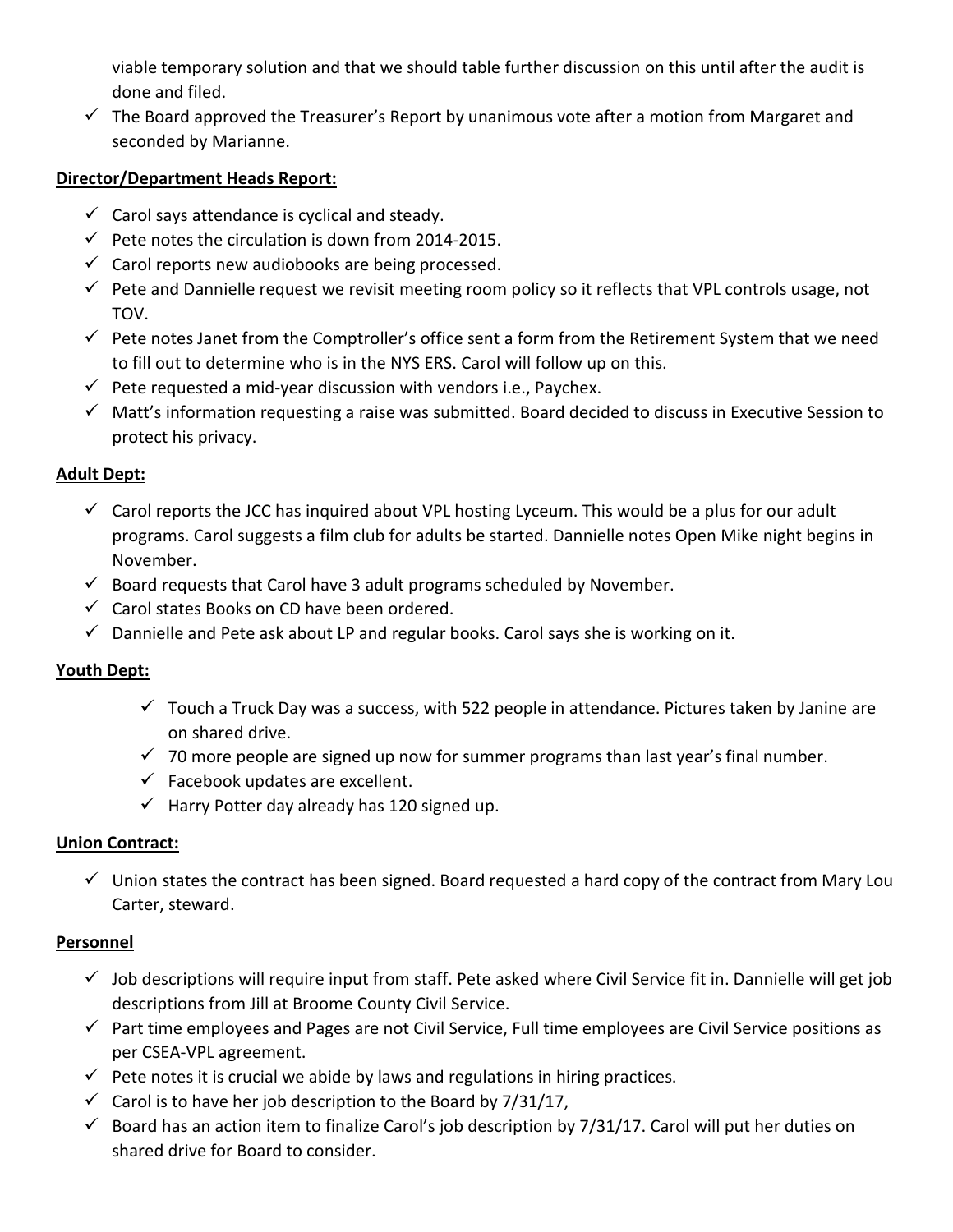viable temporary solution and that we should table further discussion on this until after the audit is done and filed.

- ✓ The Board approved the Treasurer's Report by unanimous vote after a motion from Margaret and seconded by Marianne.

**Director/Department Heads Report:**

- ✓ Carol says attendance is cyclical and steady.
- ✓ Pete notes the circulation is down from 2014-2015.
- ✓ Carol reports new audiobooks are being processed.
- ✓ Pete and Dannielle request we revisit meeting room policy so it reflects that VPL controls usage, not TOV.
- ✓ Pete notes Janet from the Comptroller's office sent a form from the Retirement System that we need to fill out to determine who is in the NYS ERS. Carol will follow up on this.
- ✓ Pete requested a mid-year discussion with vendors i.e., Paychex.
- ✓ Matt's information requesting a raise was submitted. Board decided to discuss in Executive Session to protect his privacy.

**Adult Dept:**

- ✓ Carol reports the JCC has inquired about VPL hosting Lyceum. This would be a plus for our adult programs. Carol suggests a film club for adults be started. Dannielle notes Open Mike night begins in November.
- ✓ Board requests that Carol have 3 adult programs scheduled by November.
- ✓ Carol states Books on CD have been ordered.
- ✓ Dannielle and Pete ask about LP and regular books. Carol says she is working on it.

**Youth Dept:**

- ✓ Touch a Truck Day was a success, with 522 people in attendance. Pictures taken by Janine are on shared drive.
- ✓ 70 more people are signed up now for summer programs than last year's final number.
- ✓ Facebook updates are excellent.
- ✓ Harry Potter day already has 120 signed up.

**Union Contract:**

- ✓ Union states the contract has been signed. Board requested a hard copy of the contract from Mary Lou Carter, steward.

**Personnel**

- ✓ Job descriptions will require input from staff. Pete asked where Civil Service fit in. Dannielle will get job descriptions from Jill at Broome County Civil Service.
- ✓ Part time employees and Pages are not Civil Service, Full time employees are Civil Service positions as per CSEA-VPL agreement.
- ✓ Pete notes it is crucial we abide by laws and regulations in hiring practices.
- ✓ Carol is to have her job description to the Board by 7/31/17,
- ✓ Board has an action item to finalize Carol's job description by 7/31/17. Carol will put her duties on shared drive for Board to consider.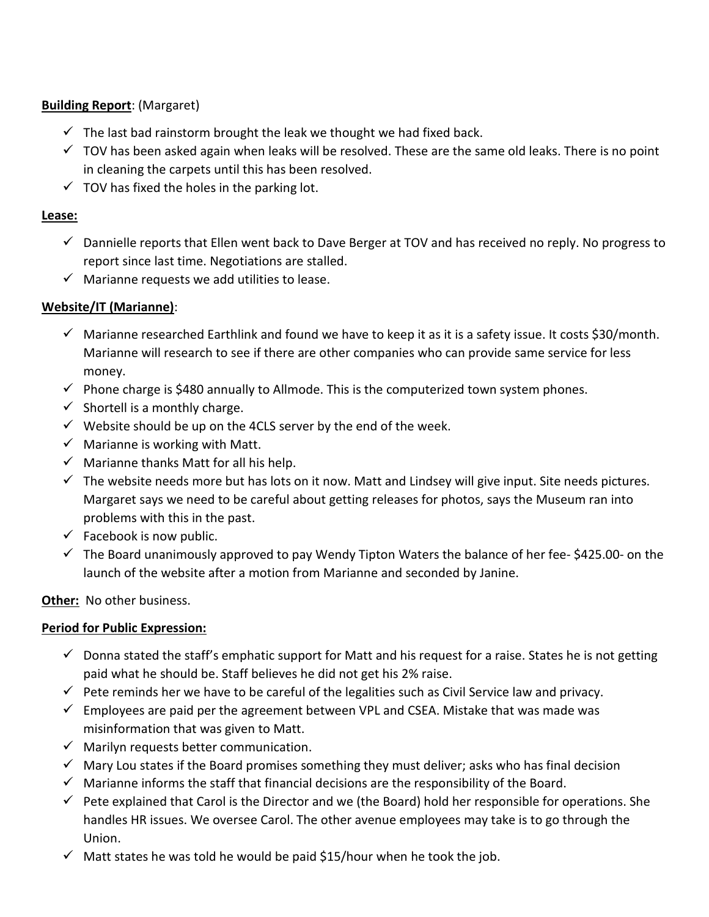**Building Report**: (Margaret)

- ✓ The last bad rainstorm brought the leak we thought we had fixed back.
- ✓ TOV has been asked again when leaks will be resolved. These are the same old leaks. There is no point in cleaning the carpets until this has been resolved.
- ✓ TOV has fixed the holes in the parking lot.

**Lease:**

- ✓ Dannielle reports that Ellen went back to Dave Berger at TOV and has received no reply. No progress to report since last time. Negotiations are stalled.
- ✓ Marianne requests we add utilities to lease.

**Website/IT (Marianne)**:

- ✓ Marianne researched Earthlink and found we have to keep it as it is a safety issue. It costs $30/month. Marianne will research to see if there are other companies who can provide same service for less money.
- ✓ Phone charge is $480 annually to Allmode. This is the computerized town system phones.
- ✓ Shortell is a monthly charge.
- ✓ Website should be up on the 4CLS server by the end of the week.
- ✓ Marianne is working with Matt.
- ✓ Marianne thanks Matt for all his help.
- ✓ The website needs more but has lots on it now. Matt and Lindsey will give input. Site needs pictures. Margaret says we need to be careful about getting releases for photos, says the Museum ran into problems with this in the past.
- ✓ Facebook is now public.
- ✓ The Board unanimously approved to pay Wendy Tipton Waters the balance of her fee- $425.00- on the launch of the website after a motion from Marianne and seconded by Janine.

**Other:** No other business.

**Period for Public Expression:**

- ✓ Donna stated the staff's emphatic support for Matt and his request for a raise. States he is not getting paid what he should be. Staff believes he did not get his 2% raise.
- ✓ Pete reminds her we have to be careful of the legalities such as Civil Service law and privacy.
- ✓ Employees are paid per the agreement between VPL and CSEA. Mistake that was made was misinformation that was given to Matt.
- ✓ Marilyn requests better communication.
- ✓ Mary Lou states if the Board promises something they must deliver; asks who has final decision
- ✓ Marianne informs the staff that financial decisions are the responsibility of the Board.
- ✓ Pete explained that Carol is the Director and we (the Board) hold her responsible for operations. She handles HR issues. We oversee Carol. The other avenue employees may take is to go through the Union.
- ✓ Matt states he was told he would be paid $15/hour when he took the job.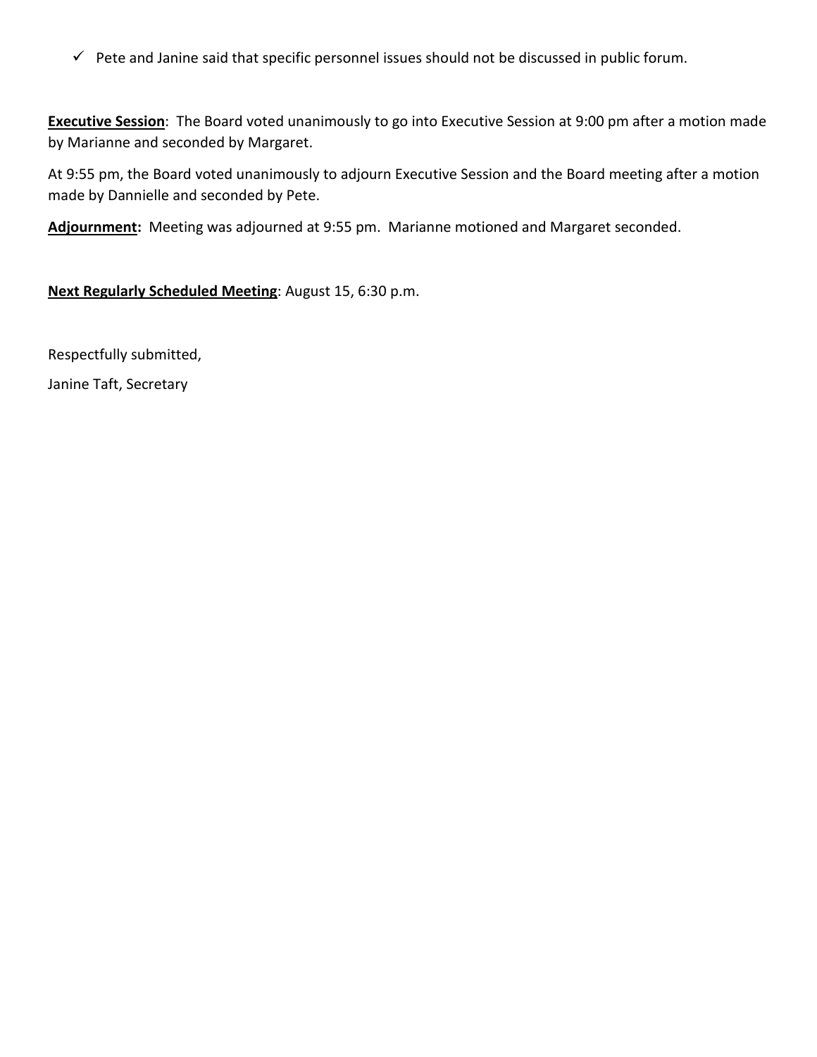- ✓ Pete and Janine said that specific personnel issues should not be discussed in public forum.

**Executive Session**: The Board voted unanimously to go into Executive Session at 9:00 pm after a motion made by Marianne and seconded by Margaret.

At 9:55 pm, the Board voted unanimously to adjourn Executive Session and the Board meeting after a motion made by Dannielle and seconded by Pete.

**Adjournment:** Meeting was adjourned at 9:55 pm. Marianne motioned and Margaret seconded.

**Next Regularly Scheduled Meeting**: August 15, 6:30 p.m.

Respectfully submitted,

Janine Taft, Secretary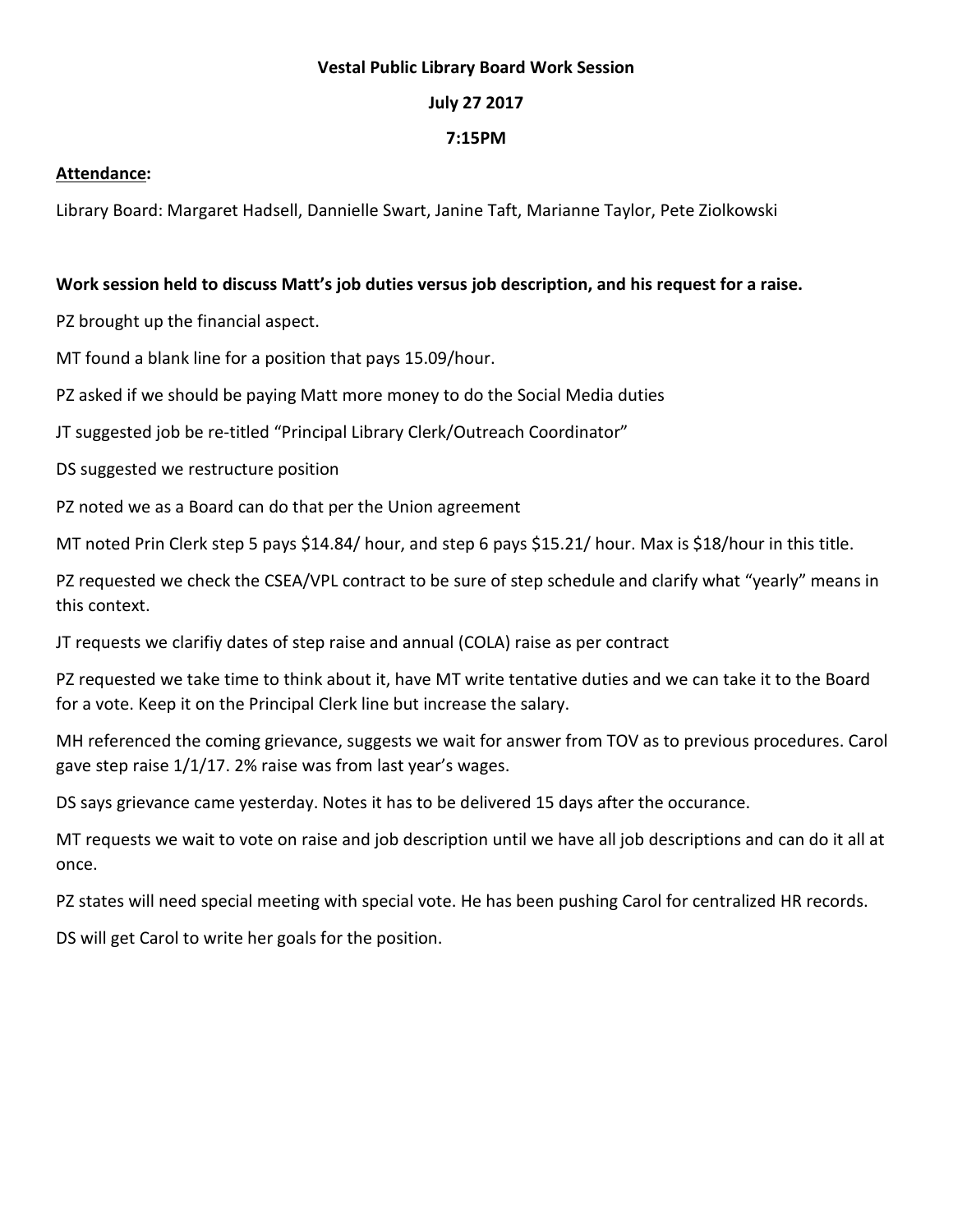**Vestal Public Library Board Work Session**

**July 27 2017**

**7:15PM**

**Attendance:**

Library Board: Margaret Hadsell, Dannielle Swart, Janine Taft, Marianne Taylor, Pete Ziolkowski

**Work session held to discuss Matt's job duties versus job description, and his request for a raise.**

PZ brought up the financial aspect.

MT found a blank line for a position that pays 15.09/hour.

PZ asked if we should be paying Matt more money to do the Social Media duties

JT suggested job be re-titled "Principal Library Clerk/Outreach Coordinator"

DS suggested we restructure position

PZ noted we as a Board can do that per the Union agreement

MT noted Prin Clerk step 5 pays $14.84/ hour, and step 6 pays $15.21/ hour. Max is $18/hour in this title.

PZ requested we check the CSEA/VPL contract to be sure of step schedule and clarify what "yearly" means in this context.

JT requests we clarifiy dates of step raise and annual (COLA) raise as per contract

PZ requested we take time to think about it, have MT write tentative duties and we can take it to the Board for a vote. Keep it on the Principal Clerk line but increase the salary.

MH referenced the coming grievance, suggests we wait for answer from TOV as to previous procedures. Carol gave step raise 1/1/17. 2% raise was from last year's wages.

DS says grievance came yesterday. Notes it has to be delivered 15 days after the occurance.

MT requests we wait to vote on raise and job description until we have all job descriptions and can do it all at once.

PZ states will need special meeting with special vote. He has been pushing Carol for centralized HR records.

DS will get Carol to write her goals for the position.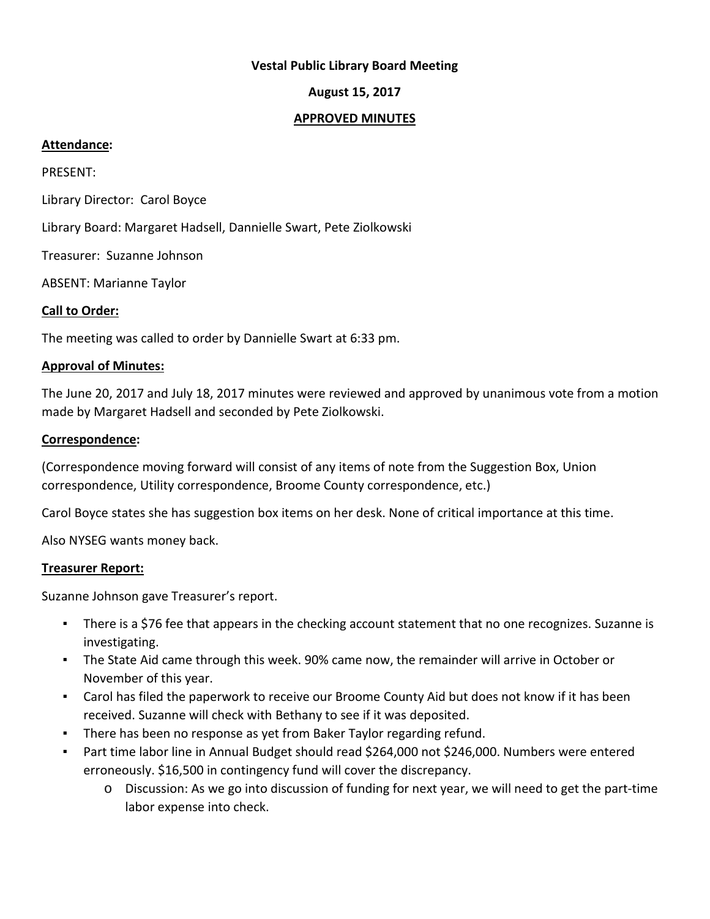**Vestal Public Library Board Meeting**

**August 15, 2017**

**APPROVED MINUTES**

**Attendance:**

PRESENT:

Library Director: Carol Boyce

Library Board: Margaret Hadsell, Dannielle Swart, Pete Ziolkowski

Treasurer: Suzanne Johnson

ABSENT: Marianne Taylor

**Call to Order:**

The meeting was called to order by Dannielle Swart at 6:33 pm.

**Approval of Minutes:**

The June 20, 2017 and July 18, 2017 minutes were reviewed and approved by unanimous vote from a motion made by Margaret Hadsell and seconded by Pete Ziolkowski.

**Correspondence:**

(Correspondence moving forward will consist of any items of note from the Suggestion Box, Union correspondence, Utility correspondence, Broome County correspondence, etc.)

Carol Boyce states she has suggestion box items on her desk. None of critical importance at this time.

Also NYSEG wants money back.

**Treasurer Report:**

Suzanne Johnson gave Treasurer's report.

- There is a $76 fee that appears in the checking account statement that no one recognizes. Suzanne is investigating.
- The State Aid came through this week. 90% came now, the remainder will arrive in October or November of this year.
- Carol has filed the paperwork to receive our Broome County Aid but does not know if it has been received. Suzanne will check with Bethany to see if it was deposited.
- There has been no response as yet from Baker Taylor regarding refund.
- Part time labor line in Annual Budget should read $264,000 not $246,000. Numbers were entered erroneously. $16,500 in contingency fund will cover the discrepancy.
  - Discussion: As we go into discussion of funding for next year, we will need to get the part-time labor expense into check.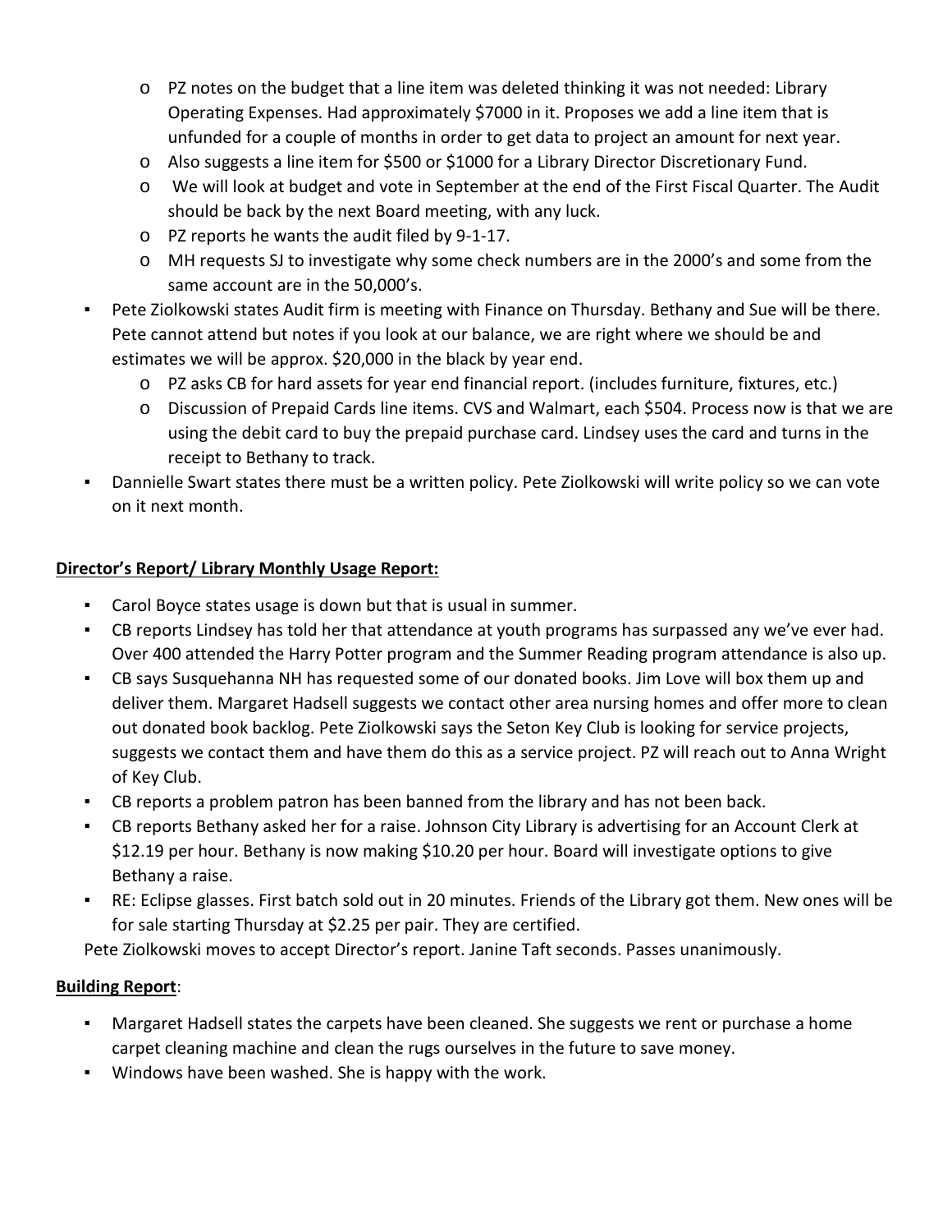- PZ notes on the budget that a line item was deleted thinking it was not needed: Library Operating Expenses. Had approximately $7000 in it. Proposes we add a line item that is unfunded for a couple of months in order to get data to project an amount for next year.
  - Also suggests a line item for $500 or $1000 for a Library Director Discretionary Fund.
  - We will look at budget and vote in September at the end of the First Fiscal Quarter. The Audit should be back by the next Board meeting, with any luck.
  - PZ reports he wants the audit filed by 9-1-17.
  - MH requests SJ to investigate why some check numbers are in the 2000's and some from the same account are in the 50,000's.
- Pete Ziolkowski states Audit firm is meeting with Finance on Thursday. Bethany and Sue will be there. Pete cannot attend but notes if you look at our balance, we are right where we should be and estimates we will be approx. $20,000 in the black by year end.
  - PZ asks CB for hard assets for year end financial report. (includes furniture, fixtures, etc.)
  - Discussion of Prepaid Cards line items. CVS and Walmart, each $504. Process now is that we are using the debit card to buy the prepaid purchase card. Lindsey uses the card and turns in the receipt to Bethany to track.
- Dannielle Swart states there must be a written policy. Pete Ziolkowski will write policy so we can vote on it next month.

**Director's Report/ Library Monthly Usage Report:**

- Carol Boyce states usage is down but that is usual in summer.
- CB reports Lindsey has told her that attendance at youth programs has surpassed any we've ever had. Over 400 attended the Harry Potter program and the Summer Reading program attendance is also up.
- CB says Susquehanna NH has requested some of our donated books. Jim Love will box them up and deliver them. Margaret Hadsell suggests we contact other area nursing homes and offer more to clean out donated book backlog. Pete Ziolkowski says the Seton Key Club is looking for service projects, suggests we contact them and have them do this as a service project. PZ will reach out to Anna Wright of Key Club.
- CB reports a problem patron has been banned from the library and has not been back.
- CB reports Bethany asked her for a raise. Johnson City Library is advertising for an Account Clerk at $12.19 per hour. Bethany is now making $10.20 per hour. Board will investigate options to give Bethany a raise.
- RE: Eclipse glasses. First batch sold out in 20 minutes. Friends of the Library got them. New ones will be for sale starting Thursday at $2.25 per pair. They are certified.

Pete Ziolkowski moves to accept Director's report. Janine Taft seconds. Passes unanimously.

**Building Report**:

- Margaret Hadsell states the carpets have been cleaned. She suggests we rent or purchase a home carpet cleaning machine and clean the rugs ourselves in the future to save money.
- Windows have been washed. She is happy with the work.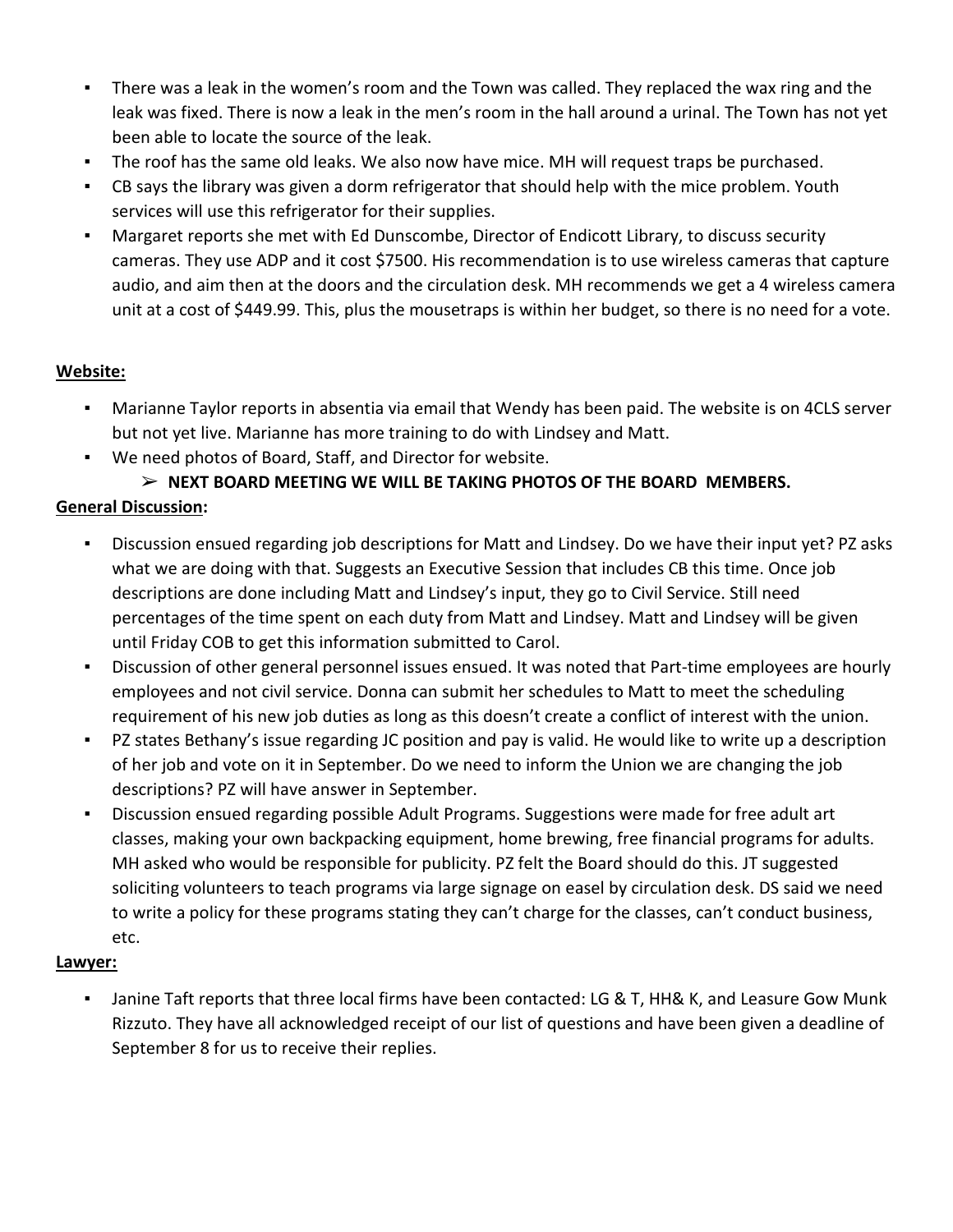- There was a leak in the women's room and the Town was called. They replaced the wax ring and the leak was fixed. There is now a leak in the men's room in the hall around a urinal. The Town has not yet been able to locate the source of the leak.
- The roof has the same old leaks. We also now have mice. MH will request traps be purchased.
- CB says the library was given a dorm refrigerator that should help with the mice problem. Youth services will use this refrigerator for their supplies.
- Margaret reports she met with Ed Dunscombe, Director of Endicott Library, to discuss security cameras. They use ADP and it cost $7500. His recommendation is to use wireless cameras that capture audio, and aim then at the doors and the circulation desk. MH recommends we get a 4 wireless camera unit at a cost of $449.99. This, plus the mousetraps is within her budget, so there is no need for a vote.

**Website:**

- Marianne Taylor reports in absentia via email that Wendy has been paid. The website is on 4CLS server but not yet live. Marianne has more training to do with Lindsey and Matt.
- We need photos of Board, Staff, and Director for website.
    - ➢ **NEXT BOARD MEETING WE WILL BE TAKING PHOTOS OF THE BOARD MEMBERS.**

**General Discussion:**

- Discussion ensued regarding job descriptions for Matt and Lindsey. Do we have their input yet? PZ asks what we are doing with that. Suggests an Executive Session that includes CB this time. Once job descriptions are done including Matt and Lindsey's input, they go to Civil Service. Still need percentages of the time spent on each duty from Matt and Lindsey. Matt and Lindsey will be given until Friday COB to get this information submitted to Carol.
- Discussion of other general personnel issues ensued. It was noted that Part-time employees are hourly employees and not civil service. Donna can submit her schedules to Matt to meet the scheduling requirement of his new job duties as long as this doesn't create a conflict of interest with the union.
- PZ states Bethany's issue regarding JC position and pay is valid. He would like to write up a description of her job and vote on it in September. Do we need to inform the Union we are changing the job descriptions? PZ will have answer in September.
- Discussion ensued regarding possible Adult Programs. Suggestions were made for free adult art classes, making your own backpacking equipment, home brewing, free financial programs for adults. MH asked who would be responsible for publicity. PZ felt the Board should do this. JT suggested soliciting volunteers to teach programs via large signage on easel by circulation desk. DS said we need to write a policy for these programs stating they can't charge for the classes, can't conduct business, etc.

**Lawyer:**

- Janine Taft reports that three local firms have been contacted: LG & T, HH& K, and Leasure Gow Munk Rizzuto. They have all acknowledged receipt of our list of questions and have been given a deadline of September 8 for us to receive their replies.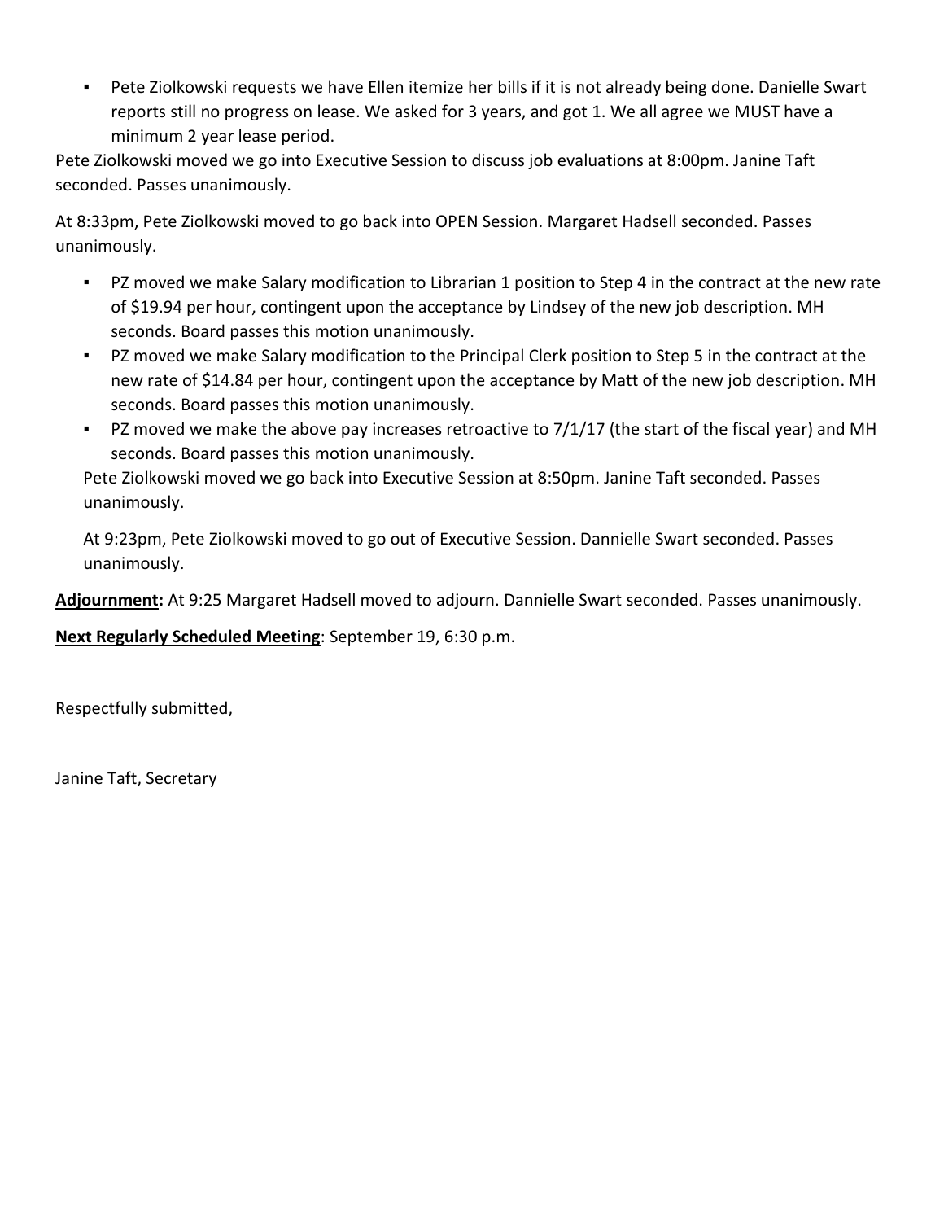- Pete Ziolkowski requests we have Ellen itemize her bills if it is not already being done. Danielle Swart reports still no progress on lease. We asked for 3 years, and got 1. We all agree we MUST have a minimum 2 year lease period.

Pete Ziolkowski moved we go into Executive Session to discuss job evaluations at 8:00pm. Janine Taft seconded. Passes unanimously.

At 8:33pm, Pete Ziolkowski moved to go back into OPEN Session. Margaret Hadsell seconded. Passes unanimously.

- PZ moved we make Salary modification to Librarian 1 position to Step 4 in the contract at the new rate of $19.94 per hour, contingent upon the acceptance by Lindsey of the new job description. MH seconds. Board passes this motion unanimously.
- PZ moved we make Salary modification to the Principal Clerk position to Step 5 in the contract at the new rate of $14.84 per hour, contingent upon the acceptance by Matt of the new job description. MH seconds. Board passes this motion unanimously.
- PZ moved we make the above pay increases retroactive to 7/1/17 (the start of the fiscal year) and MH seconds. Board passes this motion unanimously.

Pete Ziolkowski moved we go back into Executive Session at 8:50pm. Janine Taft seconded. Passes unanimously.

At 9:23pm, Pete Ziolkowski moved to go out of Executive Session. Dannielle Swart seconded. Passes unanimously.

**Adjournment:** At 9:25 Margaret Hadsell moved to adjourn. Dannielle Swart seconded. Passes unanimously.

**Next Regularly Scheduled Meeting**: September 19, 6:30 p.m.

Respectfully submitted,

Janine Taft, Secretary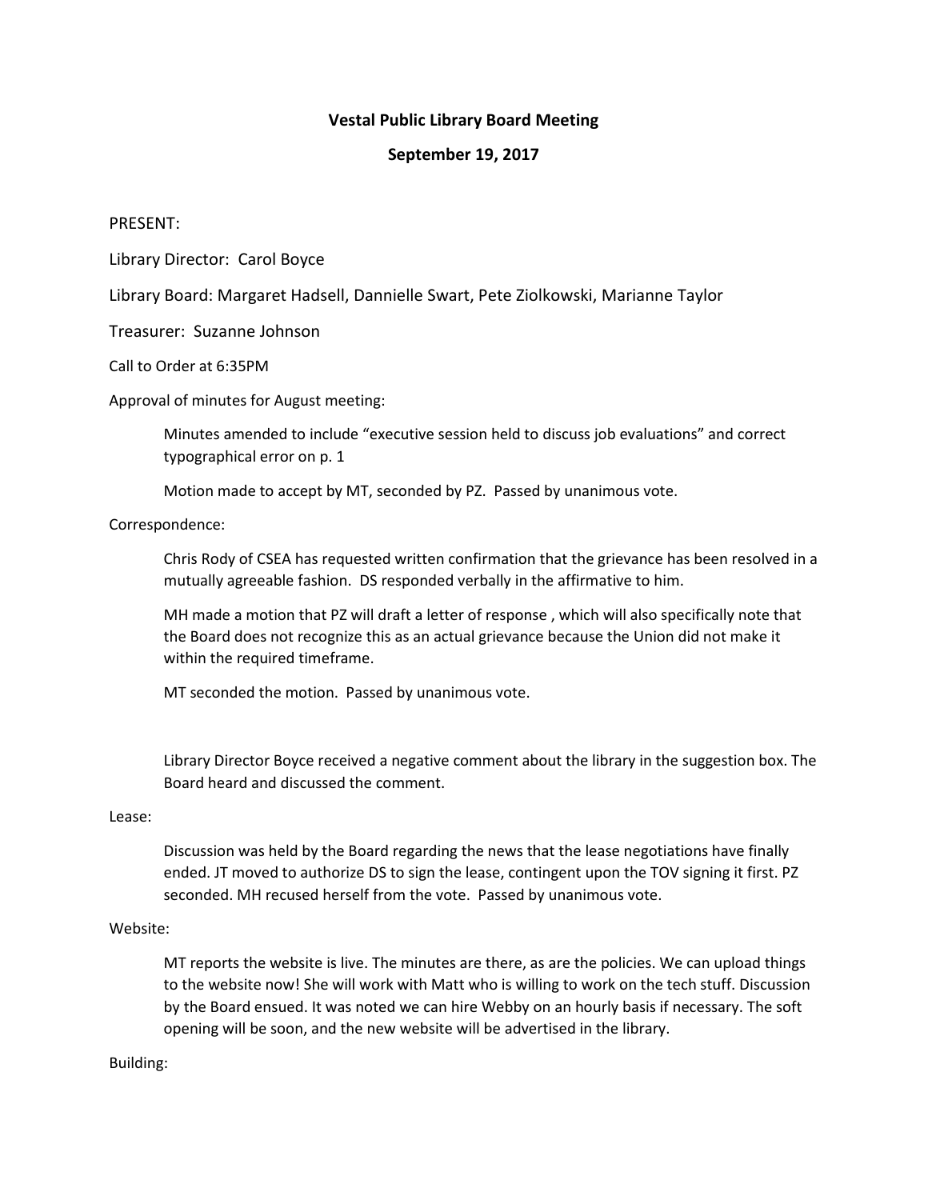**Vestal Public Library Board Meeting**

**September 19, 2017**

PRESENT:

Library Director: Carol Boyce

Library Board: Margaret Hadsell, Dannielle Swart, Pete Ziolkowski, Marianne Taylor

Treasurer: Suzanne Johnson

Call to Order at 6:35PM

Approval of minutes for August meeting:

> Minutes amended to include "executive session held to discuss job evaluations" and correct typographical error on p. 1
>
> Motion made to accept by MT, seconded by PZ. Passed by unanimous vote.

Correspondence:

> Chris Rody of CSEA has requested written confirmation that the grievance has been resolved in a mutually agreeable fashion. DS responded verbally in the affirmative to him.
>
> MH made a motion that PZ will draft a letter of response , which will also specifically note that the Board does not recognize this as an actual grievance because the Union did not make it within the required timeframe.
>
> MT seconded the motion. Passed by unanimous vote.
>
> Library Director Boyce received a negative comment about the library in the suggestion box. The Board heard and discussed the comment.

Lease:

> Discussion was held by the Board regarding the news that the lease negotiations have finally ended. JT moved to authorize DS to sign the lease, contingent upon the TOV signing it first. PZ seconded. MH recused herself from the vote. Passed by unanimous vote.

Website:

> MT reports the website is live. The minutes are there, as are the policies. We can upload things to the website now! She will work with Matt who is willing to work on the tech stuff. Discussion by the Board ensued. It was noted we can hire Webby on an hourly basis if necessary. The soft opening will be soon, and the new website will be advertised in the library.

Building: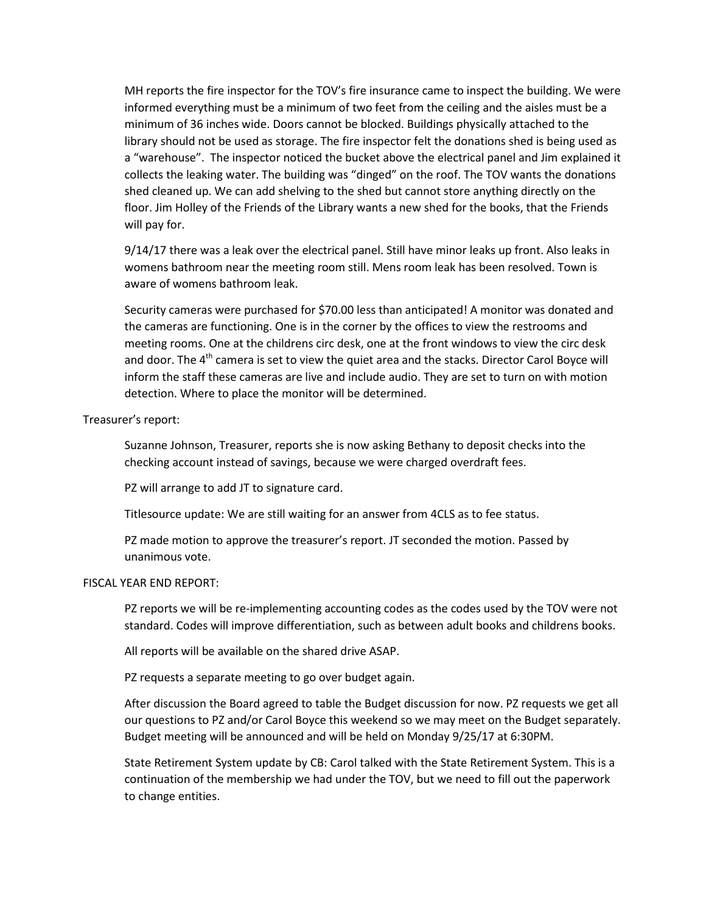MH reports the fire inspector for the TOV's fire insurance came to inspect the building. We were informed everything must be a minimum of two feet from the ceiling and the aisles must be a minimum of 36 inches wide. Doors cannot be blocked. Buildings physically attached to the library should not be used as storage. The fire inspector felt the donations shed is being used as a "warehouse". The inspector noticed the bucket above the electrical panel and Jim explained it collects the leaking water. The building was "dinged" on the roof. The TOV wants the donations shed cleaned up. We can add shelving to the shed but cannot store anything directly on the floor. Jim Holley of the Friends of the Library wants a new shed for the books, that the Friends will pay for.

9/14/17 there was a leak over the electrical panel. Still have minor leaks up front. Also leaks in womens bathroom near the meeting room still. Mens room leak has been resolved. Town is aware of womens bathroom leak.

Security cameras were purchased for $70.00 less than anticipated! A monitor was donated and the cameras are functioning. One is in the corner by the offices to view the restrooms and meeting rooms. One at the childrens circ desk, one at the front windows to view the circ desk and door. The 4th camera is set to view the quiet area and the stacks. Director Carol Boyce will inform the staff these cameras are live and include audio. They are set to turn on with motion detection. Where to place the monitor will be determined.

Treasurer's report:

Suzanne Johnson, Treasurer, reports she is now asking Bethany to deposit checks into the checking account instead of savings, because we were charged overdraft fees.

PZ will arrange to add JT to signature card.

Titlesource update: We are still waiting for an answer from 4CLS as to fee status.

PZ made motion to approve the treasurer's report. JT seconded the motion. Passed by unanimous vote.

FISCAL YEAR END REPORT:

PZ reports we will be re-implementing accounting codes as the codes used by the TOV were not standard. Codes will improve differentiation, such as between adult books and childrens books.

All reports will be available on the shared drive ASAP.

PZ requests a separate meeting to go over budget again.

After discussion the Board agreed to table the Budget discussion for now. PZ requests we get all our questions to PZ and/or Carol Boyce this weekend so we may meet on the Budget separately. Budget meeting will be announced and will be held on Monday 9/25/17 at 6:30PM.

State Retirement System update by CB: Carol talked with the State Retirement System. This is a continuation of the membership we had under the TOV, but we need to fill out the paperwork to change entities.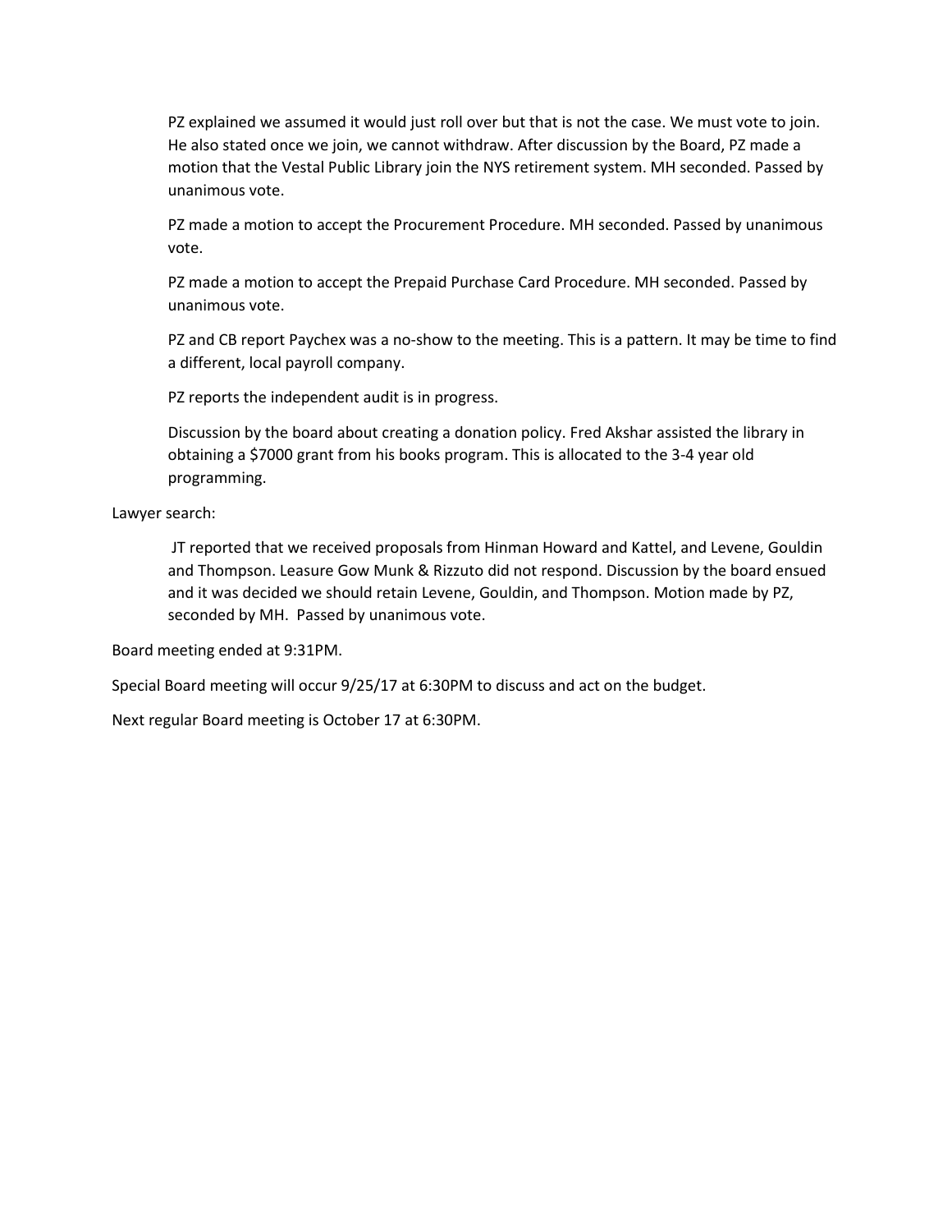PZ explained we assumed it would just roll over but that is not the case. We must vote to join. He also stated once we join, we cannot withdraw. After discussion by the Board, PZ made a motion that the Vestal Public Library join the NYS retirement system. MH seconded. Passed by unanimous vote.

PZ made a motion to accept the Procurement Procedure. MH seconded. Passed by unanimous vote.

PZ made a motion to accept the Prepaid Purchase Card Procedure. MH seconded. Passed by unanimous vote.

PZ and CB report Paychex was a no-show to the meeting. This is a pattern. It may be time to find a different, local payroll company.

PZ reports the independent audit is in progress.

Discussion by the board about creating a donation policy. Fred Akshar assisted the library in obtaining a $7000 grant from his books program. This is allocated to the 3-4 year old programming.

Lawyer search:

JT reported that we received proposals from Hinman Howard and Kattel, and Levene, Gouldin and Thompson. Leasure Gow Munk & Rizzuto did not respond. Discussion by the board ensued and it was decided we should retain Levene, Gouldin, and Thompson. Motion made by PZ, seconded by MH. Passed by unanimous vote.

Board meeting ended at 9:31PM.

Special Board meeting will occur 9/25/17 at 6:30PM to discuss and act on the budget.

Next regular Board meeting is October 17 at 6:30PM.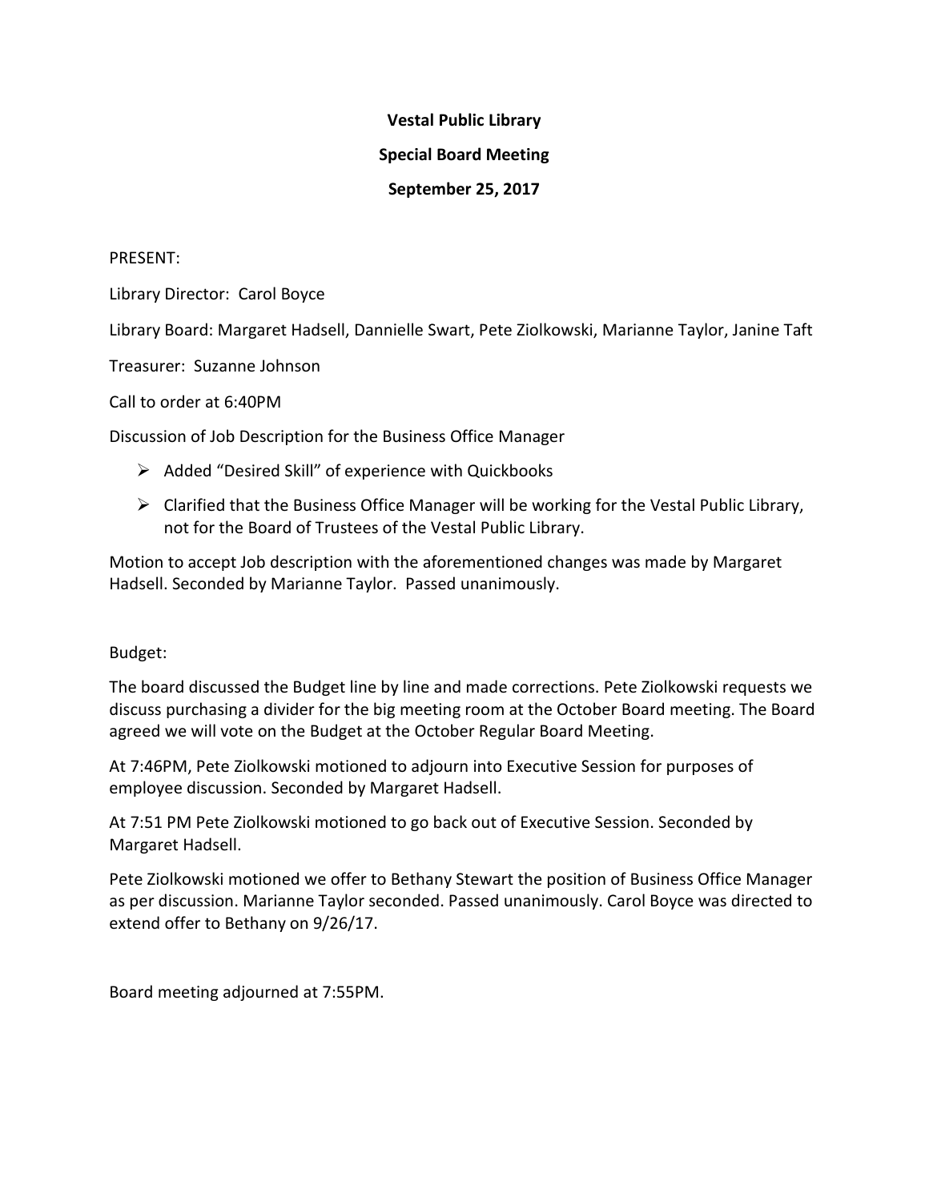**Vestal Public Library**

**Special Board Meeting**

**September 25, 2017**

PRESENT:

Library Director: Carol Boyce

Library Board: Margaret Hadsell, Dannielle Swart, Pete Ziolkowski, Marianne Taylor, Janine Taft

Treasurer: Suzanne Johnson

Call to order at 6:40PM

Discussion of Job Description for the Business Office Manager

- Added "Desired Skill" of experience with Quickbooks
- Clarified that the Business Office Manager will be working for the Vestal Public Library, not for the Board of Trustees of the Vestal Public Library.

Motion to accept Job description with the aforementioned changes was made by Margaret Hadsell. Seconded by Marianne Taylor. Passed unanimously.

Budget:

The board discussed the Budget line by line and made corrections. Pete Ziolkowski requests we discuss purchasing a divider for the big meeting room at the October Board meeting. The Board agreed we will vote on the Budget at the October Regular Board Meeting.

At 7:46PM, Pete Ziolkowski motioned to adjourn into Executive Session for purposes of employee discussion. Seconded by Margaret Hadsell.

At 7:51 PM Pete Ziolkowski motioned to go back out of Executive Session. Seconded by Margaret Hadsell.

Pete Ziolkowski motioned we offer to Bethany Stewart the position of Business Office Manager as per discussion. Marianne Taylor seconded. Passed unanimously. Carol Boyce was directed to extend offer to Bethany on 9/26/17.

Board meeting adjourned at 7:55PM.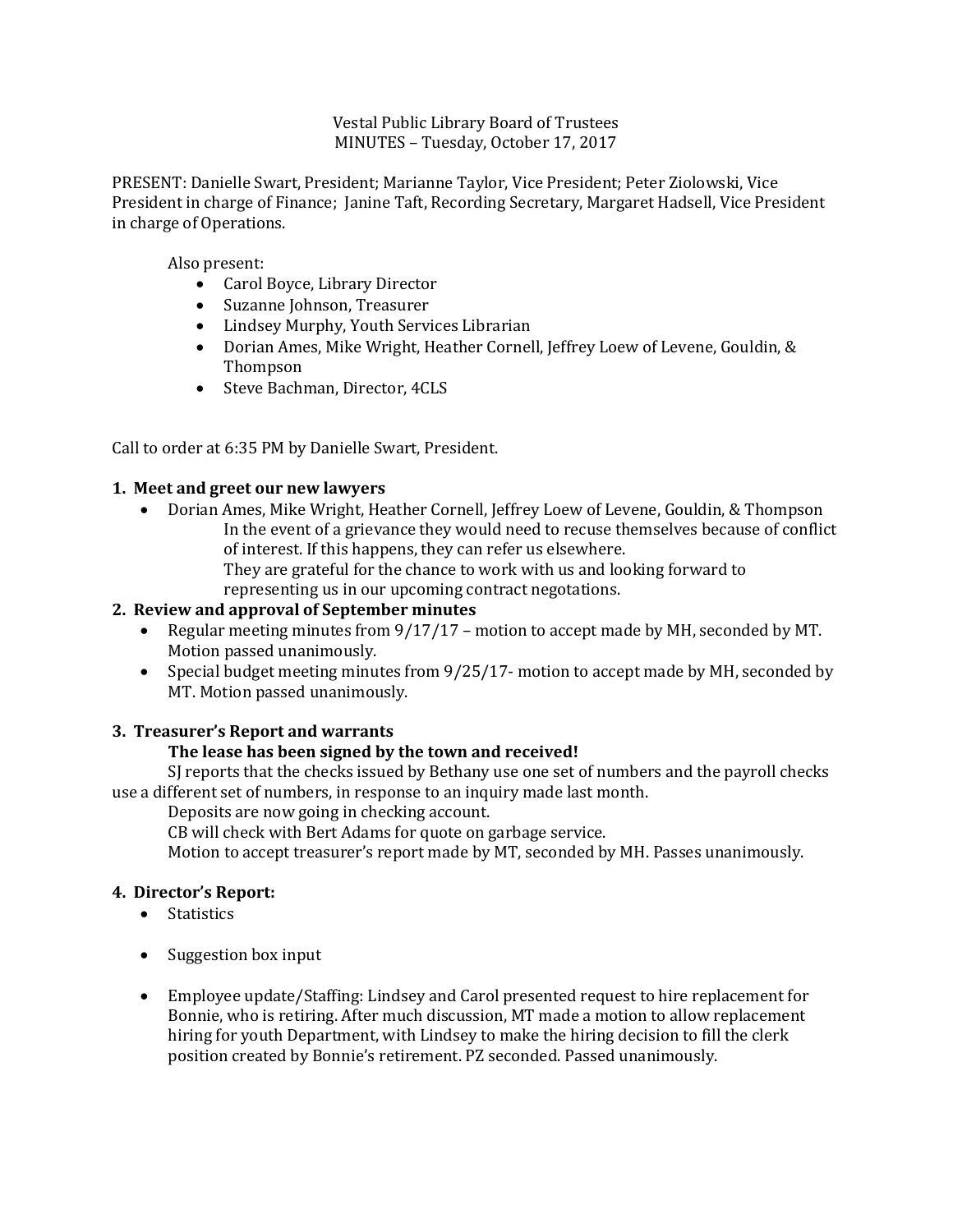Vestal Public Library Board of Trustees
MINUTES – Tuesday, October 17, 2017

PRESENT: Danielle Swart, President; Marianne Taylor, Vice President; Peter Ziolowski, Vice President in charge of Finance; Janine Taft, Recording Secretary, Margaret Hadsell, Vice President in charge of Operations.

Also present:

- Carol Boyce, Library Director
- Suzanne Johnson, Treasurer
- Lindsey Murphy, Youth Services Librarian
- Dorian Ames, Mike Wright, Heather Cornell, Jeffrey Loew of Levene, Gouldin, & Thompson
- Steve Bachman, Director, 4CLS

Call to order at 6:35 PM by Danielle Swart, President.

**1. Meet and greet our new lawyers**

- Dorian Ames, Mike Wright, Heather Cornell, Jeffrey Loew of Levene, Gouldin, & Thompson
  In the event of a grievance they would need to recuse themselves because of conflict of interest. If this happens, they can refer us elsewhere.
  They are grateful for the chance to work with us and looking forward to representing us in our upcoming contract negotations.

**2. Review and approval of September minutes**

- Regular meeting minutes from 9/17/17 – motion to accept made by MH, seconded by MT. Motion passed unanimously.
- Special budget meeting minutes from 9/25/17- motion to accept made by MH, seconded by MT. Motion passed unanimously.

**3. Treasurer's Report and warrants**

**The lease has been signed by the town and received!**

SJ reports that the checks issued by Bethany use one set of numbers and the payroll checks use a different set of numbers, in response to an inquiry made last month.

Deposits are now going in checking account.

CB will check with Bert Adams for quote on garbage service.

Motion to accept treasurer's report made by MT, seconded by MH. Passes unanimously.

**4. Director's Report:**

- Statistics
- Suggestion box input
- Employee update/Staffing: Lindsey and Carol presented request to hire replacement for Bonnie, who is retiring. After much discussion, MT made a motion to allow replacement hiring for youth Department, with Lindsey to make the hiring decision to fill the clerk position created by Bonnie's retirement. PZ seconded. Passed unanimously.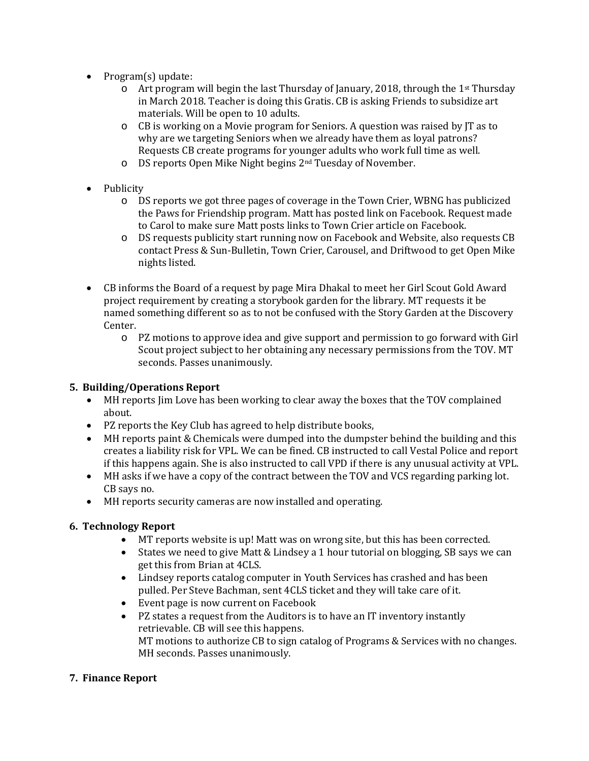- Program(s) update:
  - Art program will begin the last Thursday of January, 2018, through the 1st Thursday in March 2018. Teacher is doing this Gratis. CB is asking Friends to subsidize art materials. Will be open to 10 adults.
  - CB is working on a Movie program for Seniors. A question was raised by JT as to why are we targeting Seniors when we already have them as loyal patrons? Requests CB create programs for younger adults who work full time as well.
  - DS reports Open Mike Night begins 2nd Tuesday of November.

- Publicity
  - DS reports we got three pages of coverage in the Town Crier, WBNG has publicized the Paws for Friendship program. Matt has posted link on Facebook. Request made to Carol to make sure Matt posts links to Town Crier article on Facebook.
  - DS requests publicity start running now on Facebook and Website, also requests CB contact Press & Sun-Bulletin, Town Crier, Carousel, and Driftwood to get Open Mike nights listed.

- CB informs the Board of a request by page Mira Dhakal to meet her Girl Scout Gold Award project requirement by creating a storybook garden for the library. MT requests it be named something different so as to not be confused with the Story Garden at the Discovery Center.
  - PZ motions to approve idea and give support and permission to go forward with Girl Scout project subject to her obtaining any necessary permissions from the TOV. MT seconds. Passes unanimously.

## 5. Building/Operations Report

- MH reports Jim Love has been working to clear away the boxes that the TOV complained about.
- PZ reports the Key Club has agreed to help distribute books,
- MH reports paint & Chemicals were dumped into the dumpster behind the building and this creates a liability risk for VPL. We can be fined. CB instructed to call Vestal Police and report if this happens again. She is also instructed to call VPD if there is any unusual activity at VPL.
- MH asks if we have a copy of the contract between the TOV and VCS regarding parking lot. CB says no.
- MH reports security cameras are now installed and operating.

## 6. Technology Report

- MT reports website is up! Matt was on wrong site, but this has been corrected.
- States we need to give Matt & Lindsey a 1 hour tutorial on blogging, SB says we can get this from Brian at 4CLS.
- Lindsey reports catalog computer in Youth Services has crashed and has been pulled. Per Steve Bachman, sent 4CLS ticket and they will take care of it.
- Event page is now current on Facebook
- PZ states a request from the Auditors is to have an IT inventory instantly retrievable. CB will see this happens.
  MT motions to authorize CB to sign catalog of Programs & Services with no changes. MH seconds. Passes unanimously.

## 7. Finance Report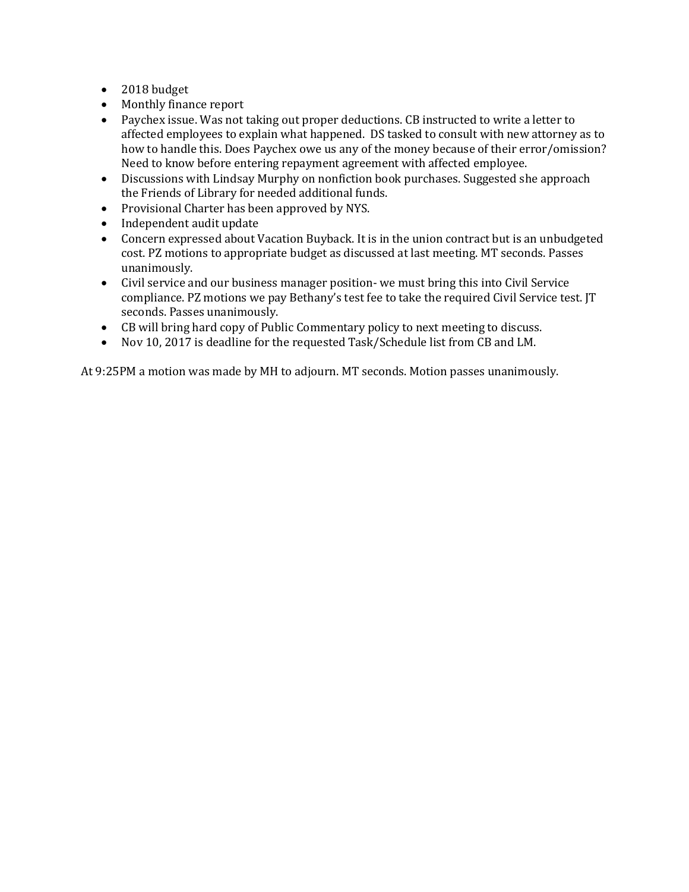- 2018 budget
- Monthly finance report
- Paychex issue. Was not taking out proper deductions. CB instructed to write a letter to affected employees to explain what happened. DS tasked to consult with new attorney as to how to handle this. Does Paychex owe us any of the money because of their error/omission? Need to know before entering repayment agreement with affected employee.
- Discussions with Lindsay Murphy on nonfiction book purchases. Suggested she approach the Friends of Library for needed additional funds.
- Provisional Charter has been approved by NYS.
- Independent audit update
- Concern expressed about Vacation Buyback. It is in the union contract but is an unbudgeted cost. PZ motions to appropriate budget as discussed at last meeting. MT seconds. Passes unanimously.
- Civil service and our business manager position- we must bring this into Civil Service compliance. PZ motions we pay Bethany's test fee to take the required Civil Service test. JT seconds. Passes unanimously.
- CB will bring hard copy of Public Commentary policy to next meeting to discuss.
- Nov 10, 2017 is deadline for the requested Task/Schedule list from CB and LM.

At 9:25PM a motion was made by MH to adjourn. MT seconds. Motion passes unanimously.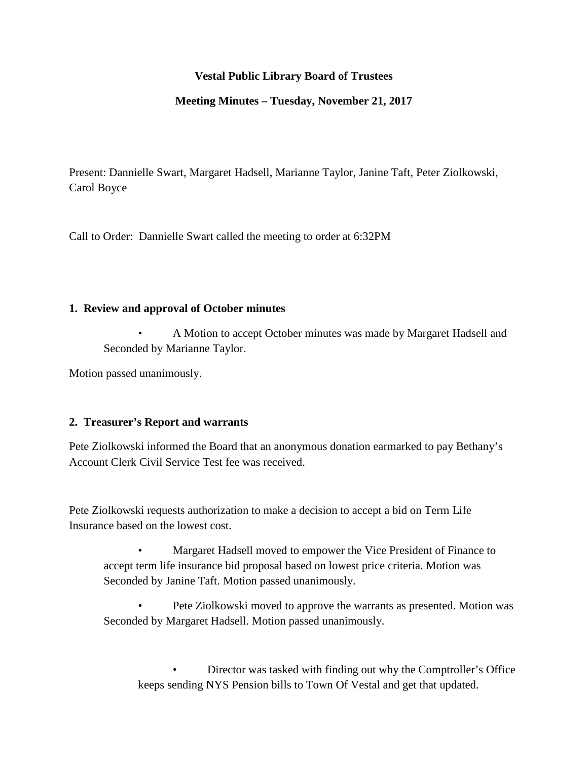**Vestal Public Library Board of Trustees**

**Meeting Minutes – Tuesday, November 21, 2017**

Present: Dannielle Swart, Margaret Hadsell, Marianne Taylor, Janine Taft, Peter Ziolkowski, Carol Boyce

Call to Order: Dannielle Swart called the meeting to order at 6:32PM

### 1. Review and approval of October minutes

- A Motion to accept October minutes was made by Margaret Hadsell and Seconded by Marianne Taylor.

Motion passed unanimously.

### 2. Treasurer's Report and warrants

Pete Ziolkowski informed the Board that an anonymous donation earmarked to pay Bethany's Account Clerk Civil Service Test fee was received.

Pete Ziolkowski requests authorization to make a decision to accept a bid on Term Life Insurance based on the lowest cost.

- Margaret Hadsell moved to empower the Vice President of Finance to accept term life insurance bid proposal based on lowest price criteria. Motion was Seconded by Janine Taft. Motion passed unanimously.
- Pete Ziolkowski moved to approve the warrants as presented. Motion was Seconded by Margaret Hadsell. Motion passed unanimously.
  - Director was tasked with finding out why the Comptroller's Office keeps sending NYS Pension bills to Town Of Vestal and get that updated.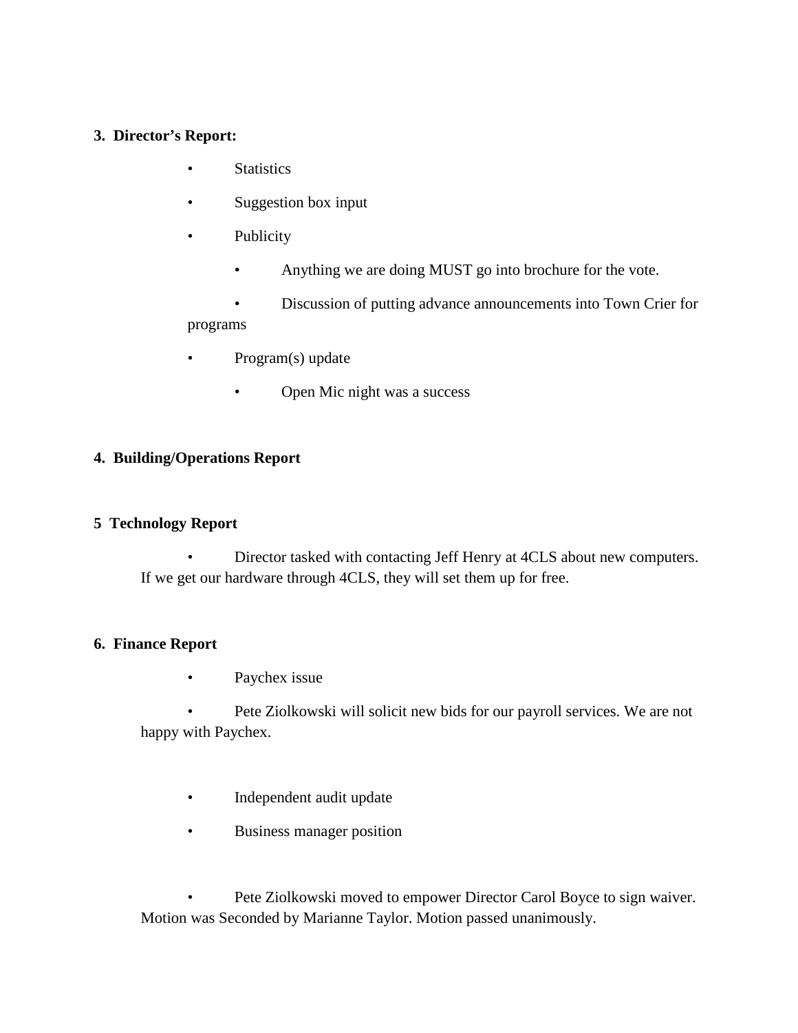**3. Director's Report:**

- Statistics
- Suggestion box input
- Publicity
  - Anything we are doing MUST go into brochure for the vote.
  - Discussion of putting advance announcements into Town Crier for programs
- Program(s) update
  - Open Mic night was a success

**4. Building/Operations Report**

**5 Technology Report**

- Director tasked with contacting Jeff Henry at 4CLS about new computers. If we get our hardware through 4CLS, they will set them up for free.

**6. Finance Report**

- Paychex issue
- Pete Ziolkowski will solicit new bids for our payroll services. We are not happy with Paychex.

- Independent audit update
- Business manager position

- Pete Ziolkowski moved to empower Director Carol Boyce to sign waiver. Motion was Seconded by Marianne Taylor. Motion passed unanimously.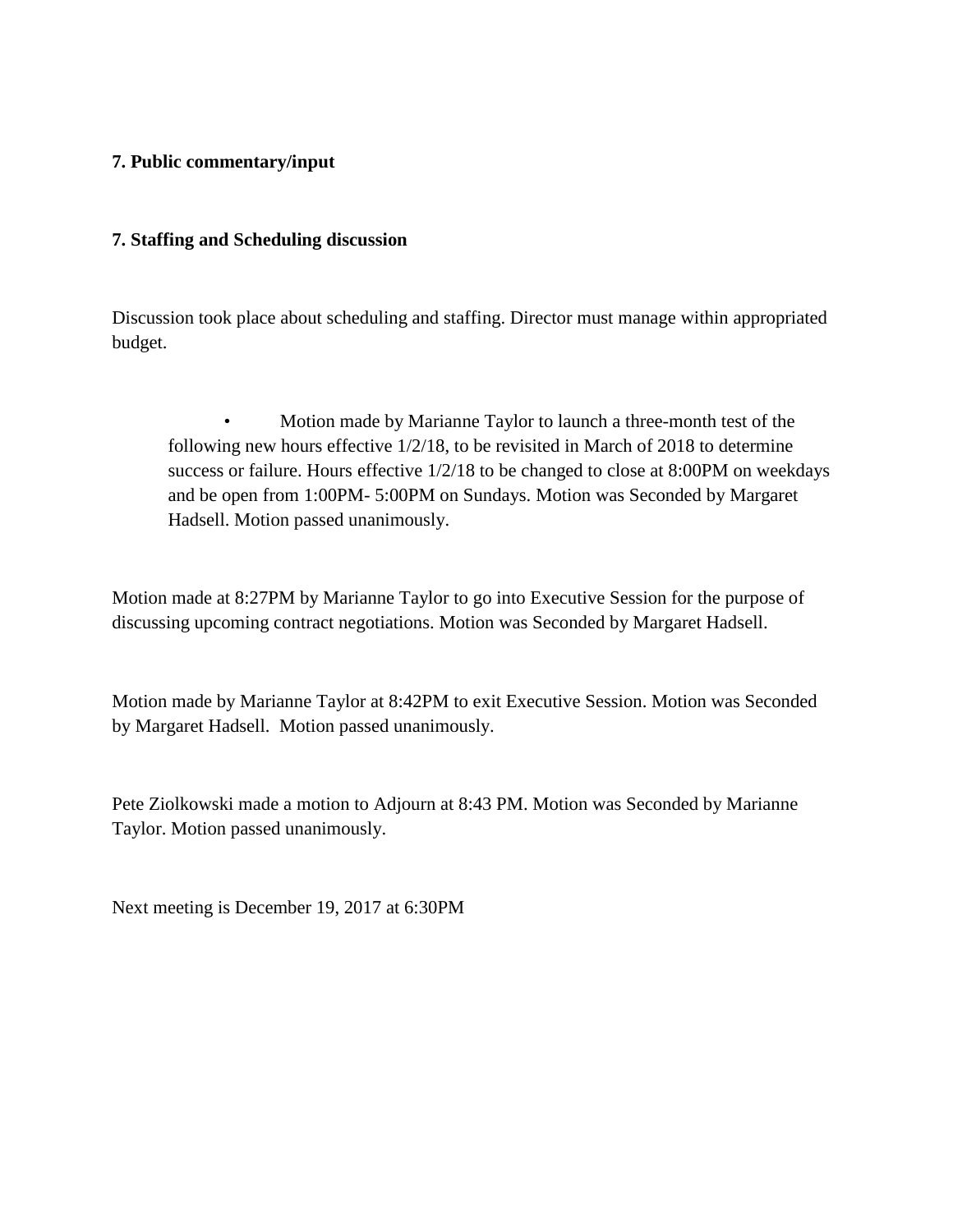**7. Public commentary/input**

**7. Staffing and Scheduling discussion**

Discussion took place about scheduling and staffing. Director must manage within appropriated budget.

- Motion made by Marianne Taylor to launch a three-month test of the following new hours effective 1/2/18, to be revisited in March of 2018 to determine success or failure. Hours effective 1/2/18 to be changed to close at 8:00PM on weekdays and be open from 1:00PM- 5:00PM on Sundays. Motion was Seconded by Margaret Hadsell. Motion passed unanimously.

Motion made at 8:27PM by Marianne Taylor to go into Executive Session for the purpose of discussing upcoming contract negotiations. Motion was Seconded by Margaret Hadsell.

Motion made by Marianne Taylor at 8:42PM to exit Executive Session. Motion was Seconded by Margaret Hadsell. Motion passed unanimously.

Pete Ziolkowski made a motion to Adjourn at 8:43 PM. Motion was Seconded by Marianne Taylor. Motion passed unanimously.

Next meeting is December 19, 2017 at 6:30PM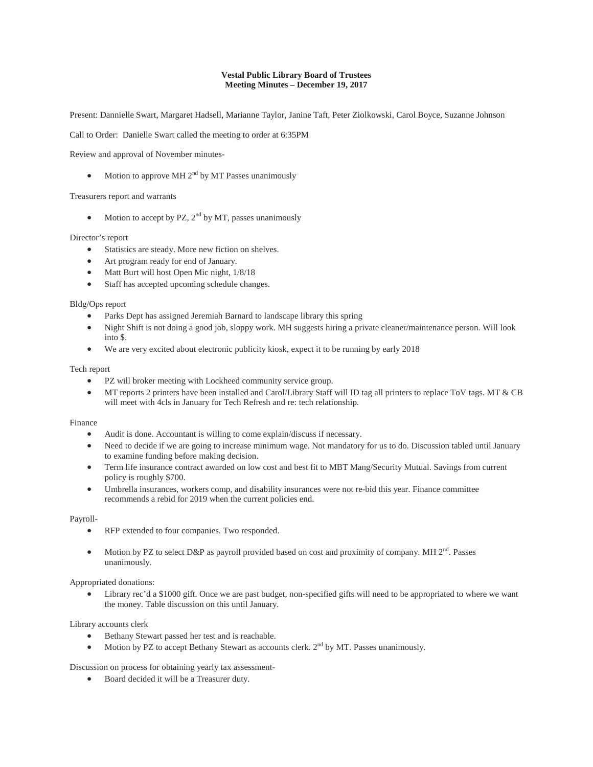**Vestal Public Library Board of Trustees**
**Meeting Minutes – December 19, 2017**

Present: Dannielle Swart, Margaret Hadsell, Marianne Taylor, Janine Taft, Peter Ziolkowski, Carol Boyce, Suzanne Johnson

Call to Order: Danielle Swart called the meeting to order at 6:35PM

Review and approval of November minutes-

- Motion to approve MH 2nd by MT Passes unanimously

Treasurers report and warrants

- Motion to accept by PZ, 2nd by MT, passes unanimously

Director's report

- Statistics are steady. More new fiction on shelves.
- Art program ready for end of January.
- Matt Burt will host Open Mic night, 1/8/18
- Staff has accepted upcoming schedule changes.

Bldg/Ops report

- Parks Dept has assigned Jeremiah Barnard to landscape library this spring
- Night Shift is not doing a good job, sloppy work. MH suggests hiring a private cleaner/maintenance person. Will look into $.
- We are very excited about electronic publicity kiosk, expect it to be running by early 2018

Tech report

- PZ will broker meeting with Lockheed community service group.
- MT reports 2 printers have been installed and Carol/Library Staff will ID tag all printers to replace ToV tags. MT & CB will meet with 4cls in January for Tech Refresh and re: tech relationship.

Finance

- Audit is done. Accountant is willing to come explain/discuss if necessary.
- Need to decide if we are going to increase minimum wage. Not mandatory for us to do. Discussion tabled until January to examine funding before making decision.
- Term life insurance contract awarded on low cost and best fit to MBT Mang/Security Mutual. Savings from current policy is roughly $700.
- Umbrella insurances, workers comp, and disability insurances were not re-bid this year. Finance committee recommends a rebid for 2019 when the current policies end.

Payroll-

- RFP extended to four companies. Two responded.
- Motion by PZ to select D&P as payroll provided based on cost and proximity of company. MH 2nd. Passes unanimously.

Appropriated donations:

- Library rec'd a $1000 gift. Once we are past budget, non-specified gifts will need to be appropriated to where we want the money. Table discussion on this until January.

Library accounts clerk

- Bethany Stewart passed her test and is reachable.
- Motion by PZ to accept Bethany Stewart as accounts clerk. 2nd by MT. Passes unanimously.

Discussion on process for obtaining yearly tax assessment-

- Board decided it will be a Treasurer duty.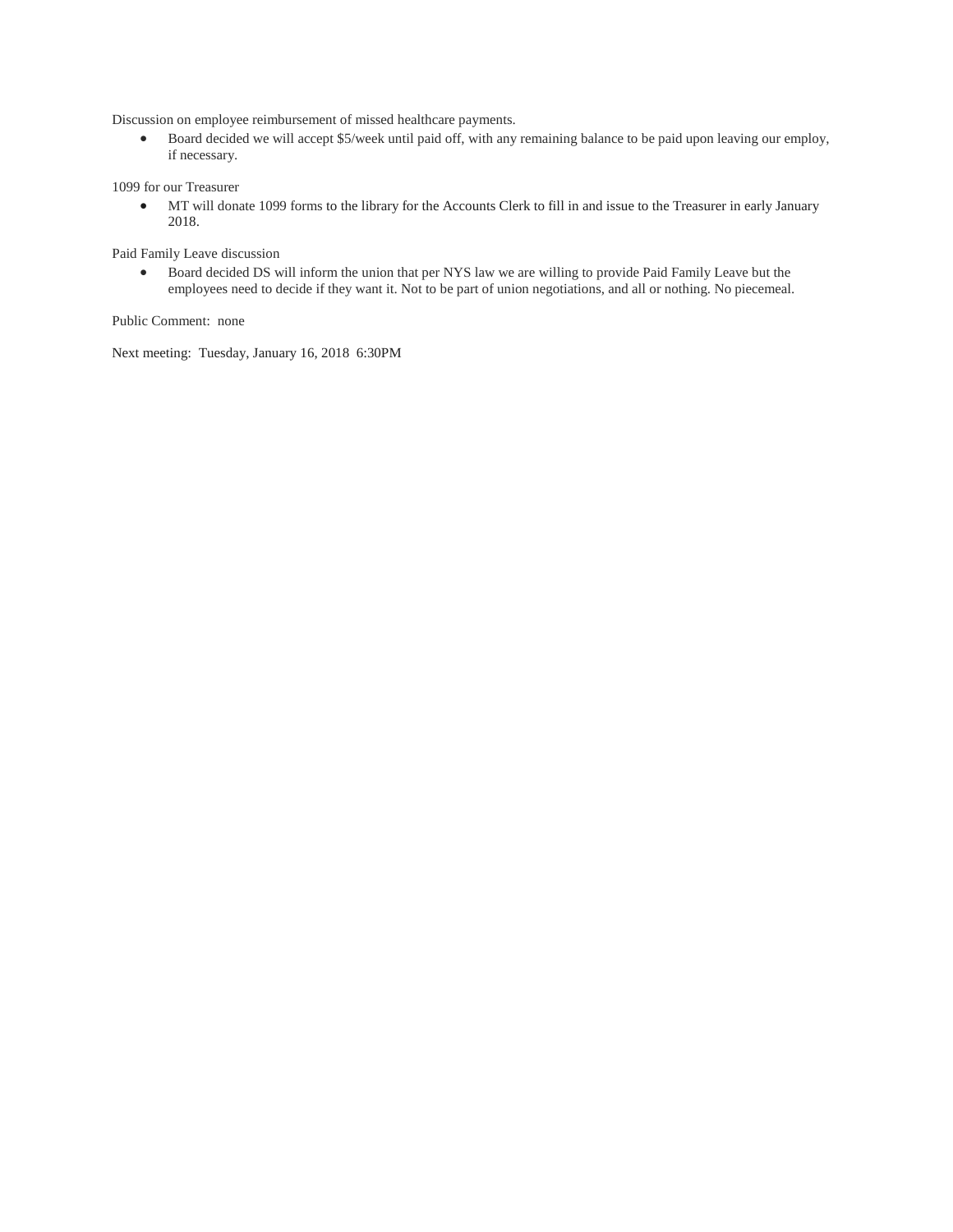Discussion on employee reimbursement of missed healthcare payments.

- Board decided we will accept $5/week until paid off, with any remaining balance to be paid upon leaving our employ, if necessary.

1099 for our Treasurer

- MT will donate 1099 forms to the library for the Accounts Clerk to fill in and issue to the Treasurer in early January 2018.

Paid Family Leave discussion

- Board decided DS will inform the union that per NYS law we are willing to provide Paid Family Leave but the employees need to decide if they want it. Not to be part of union negotiations, and all or nothing. No piecemeal.

Public Comment: none

Next meeting: Tuesday, January 16, 2018 6:30PM